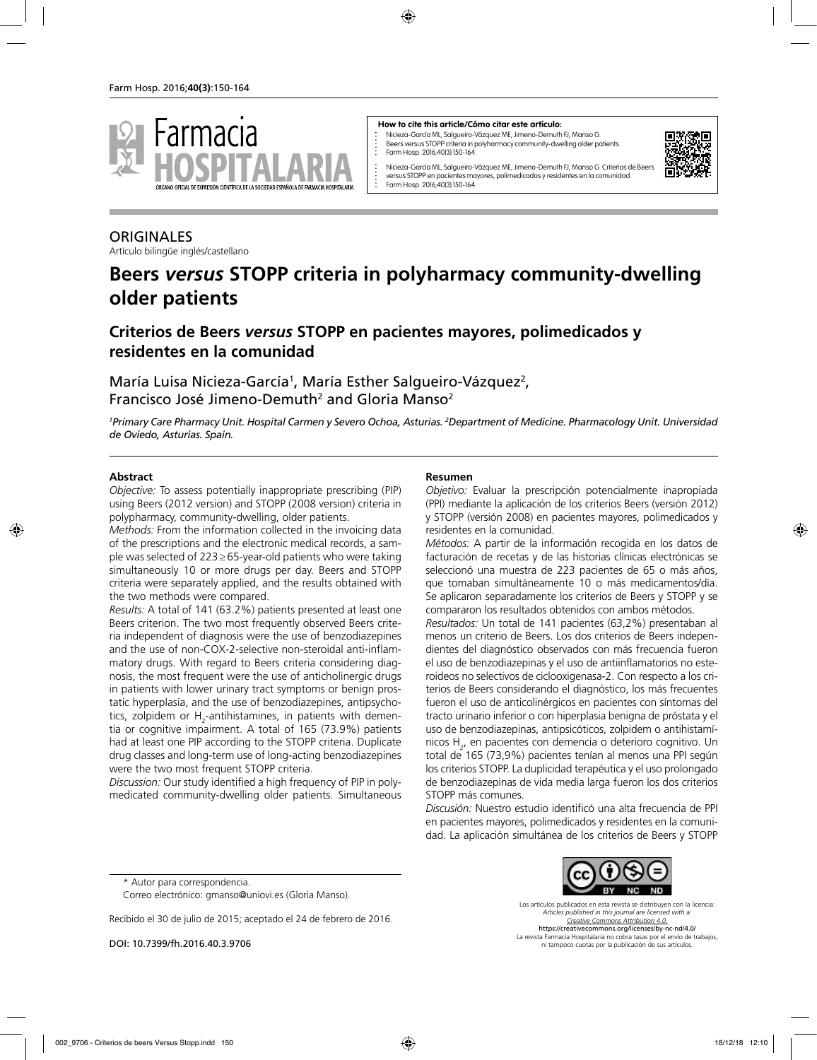**How to cite this article/Cómo citar este artículo:**

Nicieza-García ML, Salgueiro-Vázquez ME, Jimeno-Demuth FJ, Manso G. Beers versus STOPP criteria in polyharmacy community-dwelling older patients. Farm Hosp. 2016;40(3):150-164.

Nicieza-García ML, Salgueiro-Vázquez ME, Jimeno-Demuth FJ, Manso G. Criterios de Beers versus STOPP en pacientes mayores, polimedicados y residentes en la comunidad. Farm Hosp. 2016;40(3):150-164.

ORIGINALES

Artículo bilingüe inglés/castellano

# Beers *versus* STOPP criteria in polyharmacy community-dwelling older patients

## Criterios de Beers *versus* STOPP en pacientes mayores, polimedicados y residentes en la comunidad

María Luisa Nicieza-García[1], María Esther Salgueiro-Vázquez[2], Francisco José Jimeno-Demuth[2] and Gloria Manso[2]

*[1]Primary Care Pharmacy Unit. Hospital Carmen y Severo Ochoa, Asturias. [2]Department of Medicine. Pharmacology Unit. Universidad de Oviedo, Asturias. Spain.*

### Abstract

*Objective:* To assess potentially inappropriate prescribing (PIP) using Beers (2012 version) and STOPP (2008 version) criteria in polypharmacy, community-dwelling, older patients.

*Methods:* From the information collected in the invoicing data of the prescriptions and the electronic medical records, a sample was selected of 223 ≥ 65-year-old patients who were taking simultaneously 10 or more drugs per day. Beers and STOPP criteria were separately applied, and the results obtained with the two methods were compared.

*Results:* A total of 141 (63.2%) patients presented at least one Beers criterion. The two most frequently observed Beers criteria independent of diagnosis were the use of benzodiazepines and the use of non-COX-2-selective non-steroidal anti-inflammatory drugs. With regard to Beers criteria considering diagnosis, the most frequent were the use of anticholinergic drugs in patients with lower urinary tract symptoms or benign prostatic hyperplasia, and the use of benzodiazepines, antipsychotics, zolpidem or $H_2$-antihistamines, in patients with dementia or cognitive impairment. A total of 165 (73.9%) patients had at least one PIP according to the STOPP criteria. Duplicate drug classes and long-term use of long-acting benzodiazepines were the two most frequent STOPP criteria.

*Discussion:* Our study identified a high frequency of PIP in polymedicated community-dwelling older patients. Simultaneous

### Resumen

*Objetivo:* Evaluar la prescripción potencialmente inapropiada (PPI) mediante la aplicación de los criterios Beers (versión 2012) y STOPP (versión 2008) en pacientes mayores, polimedicados y residentes en la comunidad.

*Métodos:* A partir de la información recogida en los datos de facturación de recetas y de las historias clínicas electrónicas se seleccionó una muestra de 223 pacientes de 65 o más años, que tomaban simultáneamente 10 o más medicamentos/día. Se aplicaron separadamente los criterios de Beers y STOPP y se compararon los resultados obtenidos con ambos métodos.

*Resultados:* Un total de 141 pacientes (63,2%) presentaban al menos un criterio de Beers. Los dos criterios de Beers independientes del diagnóstico observados con más frecuencia fueron el uso de benzodiazepinas y el uso de antiinflamatorios no esteroideos no selectivos de ciclooxigenasa-2. Con respecto a los criterios de Beers considerando el diagnóstico, los más frecuentes fueron el uso de anticolinérgicos en pacientes con síntomas del tracto urinario inferior o con hiperplasia benigna de próstata y el uso de benzodiazepinas, antipsicóticos, zolpidem o antihistamínicos $H_2$, en pacientes con demencia o deterioro cognitivo. Un total de 165 (73,9%) pacientes tenían al menos una PPI según los criterios STOPP. La duplicidad terapéutica y el uso prolongado de benzodiazepinas de vida media larga fueron los dos criterios STOPP más comunes.

*Discusión:* Nuestro estudio identificó una alta frecuencia de PPI en pacientes mayores, polimedicados y residentes en la comunidad. La aplicación simultánea de los criterios de Beers y STOPP

\* Autor para correspondencia.

Correo electrónico: gmanso@uniovi.es (Gloria Manso).

Recibido el 30 de julio de 2015; aceptado el 24 de febrero de 2016.

DOI: 10.7399/fh.2016.40.3.9706

Los artículos publicados en esta revista se distribuyen con la licencia: *Articles published in this journal are licensed with a: Creative Commons Attribution 4.0.* https://creativecommons.org/licenses/by-nc-nd/4.0/ La revista Farmacia Hospitalaria no cobra tasas por el envío de trabajos, ni tampoco cuotas por la publicación de sus artículos.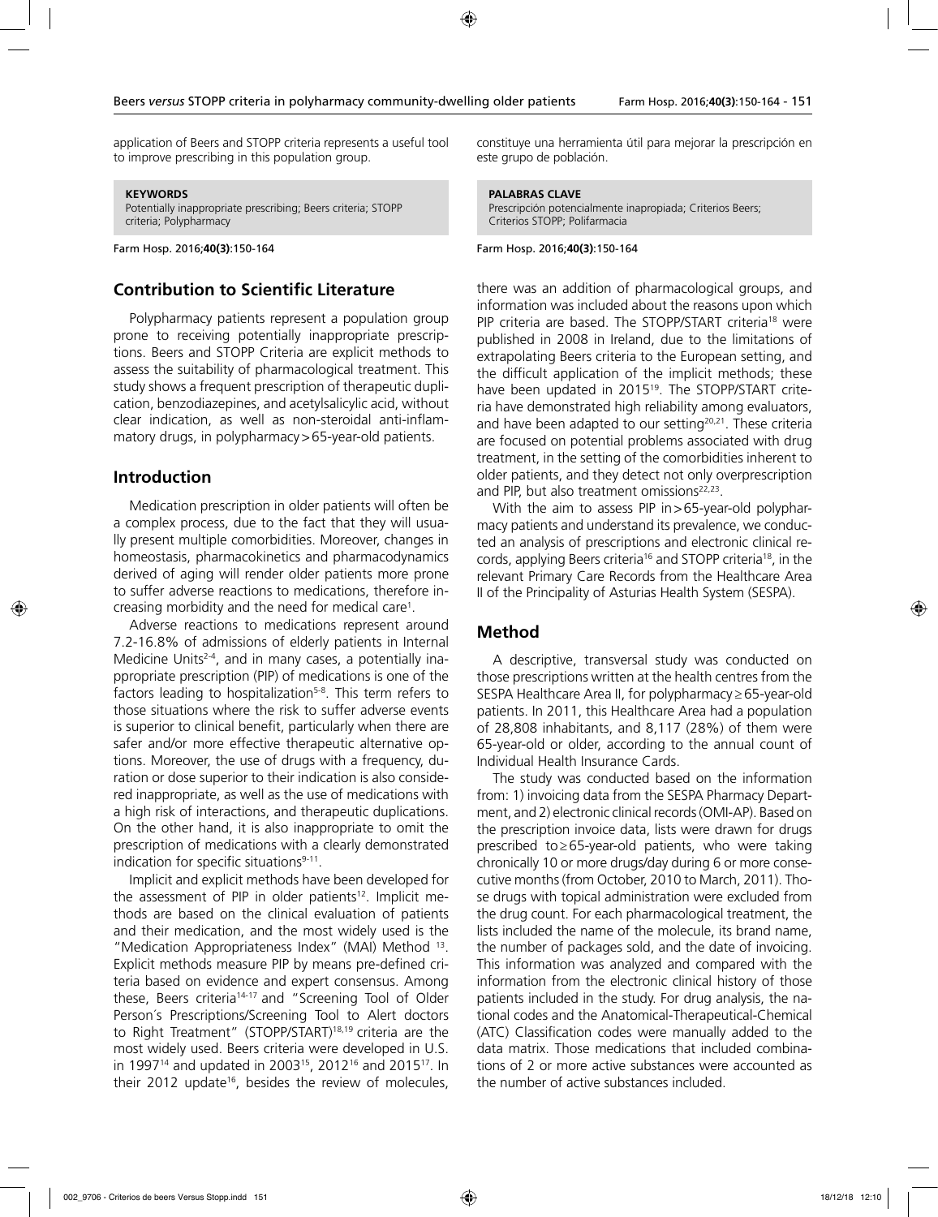application of Beers and STOPP criteria represents a useful tool to improve prescribing in this population group.

constituye una herramienta útil para mejorar la prescripción en este grupo de población.

**KEYWORDS**
Potentially inappropriate prescribing; Beers criteria; STOPP criteria; Polypharmacy

Farm Hosp. 2016;**40(3)**:150-164

**PALABRAS CLAVE**
Prescripción potencialmente inapropiada; Criterios Beers; Criterios STOPP; Polifarmacia

Farm Hosp. 2016;**40(3)**:150-164

## Contribution to Scientific Literature

Polypharmacy patients represent a population group prone to receiving potentially inappropriate prescriptions. Beers and STOPP Criteria are explicit methods to assess the suitability of pharmacological treatment. This study shows a frequent prescription of therapeutic duplication, benzodiazepines, and acetylsalicylic acid, without clear indication, as well as non-steroidal anti-inflammatory drugs, in polypharmacy >65-year-old patients.

## Introduction

Medication prescription in older patients will often be a complex process, due to the fact that they will usually present multiple comorbidities. Moreover, changes in homeostasis, pharmacokinetics and pharmacodynamics derived of aging will render older patients more prone to suffer adverse reactions to medications, therefore increasing morbidity and the need for medical care[1].

Adverse reactions to medications represent around 7.2-16.8% of admissions of elderly patients in Internal Medicine Units[2-4], and in many cases, a potentially inappropriate prescription (PIP) of medications is one of the factors leading to hospitalization[5-8]. This term refers to those situations where the risk to suffer adverse events is superior to clinical benefit, particularly when there are safer and/or more effective therapeutic alternative options. Moreover, the use of drugs with a frequency, duration or dose superior to their indication is also considered inappropriate, as well as the use of medications with a high risk of interactions, and therapeutic duplications. On the other hand, it is also inappropriate to omit the prescription of medications with a clearly demonstrated indication for specific situations[9-11].

Implicit and explicit methods have been developed for the assessment of PIP in older patients[12]. Implicit methods are based on the clinical evaluation of patients and their medication, and the most widely used is the "Medication Appropriateness Index" (MAI) Method [13]. Explicit methods measure PIP by means pre-defined criteria based on evidence and expert consensus. Among these, Beers criteria[14-17] and "Screening Tool of Older Person´s Prescriptions/Screening Tool to Alert doctors to Right Treatment" (STOPP/START)[18,19] criteria are the most widely used. Beers criteria were developed in U.S. in 1997[14] and updated in 2003[15], 2012[16] and 2015[17]. In their 2012 update[16], besides the review of molecules, there was an addition of pharmacological groups, and information was included about the reasons upon which PIP criteria are based. The STOPP/START criteria[18] were published in 2008 in Ireland, due to the limitations of extrapolating Beers criteria to the European setting, and the difficult application of the implicit methods; these have been updated in 2015[19]. The STOPP/START criteria have demonstrated high reliability among evaluators, and have been adapted to our setting[20,21]. These criteria are focused on potential problems associated with drug treatment, in the setting of the comorbidities inherent to older patients, and they detect not only overprescription and PIP, but also treatment omissions[22,23].

With the aim to assess PIP in >65-year-old polypharmacy patients and understand its prevalence, we conducted an analysis of prescriptions and electronic clinical records, applying Beers criteria[16] and STOPP criteria[18], in the relevant Primary Care Records from the Healthcare Area II of the Principality of Asturias Health System (SESPA).

## Method

A descriptive, transversal study was conducted on those prescriptions written at the health centres from the SESPA Healthcare Area II, for polypharmacy ≥65-year-old patients. In 2011, this Healthcare Area had a population of 28,808 inhabitants, and 8,117 (28%) of them were 65-year-old or older, according to the annual count of Individual Health Insurance Cards.

The study was conducted based on the information from: 1) invoicing data from the SESPA Pharmacy Department, and 2) electronic clinical records (OMI-AP). Based on the prescription invoice data, lists were drawn for drugs prescribed to ≥65-year-old patients, who were taking chronically 10 or more drugs/day during 6 or more consecutive months (from October, 2010 to March, 2011). Those drugs with topical administration were excluded from the drug count. For each pharmacological treatment, the lists included the name of the molecule, its brand name, the number of packages sold, and the date of invoicing. This information was analyzed and compared with the information from the electronic clinical history of those patients included in the study. For drug analysis, the national codes and the Anatomical-Therapeutical-Chemical (ATC) Classification codes were manually added to the data matrix. Those medications that included combinations of 2 or more active substances were accounted as the number of active substances included.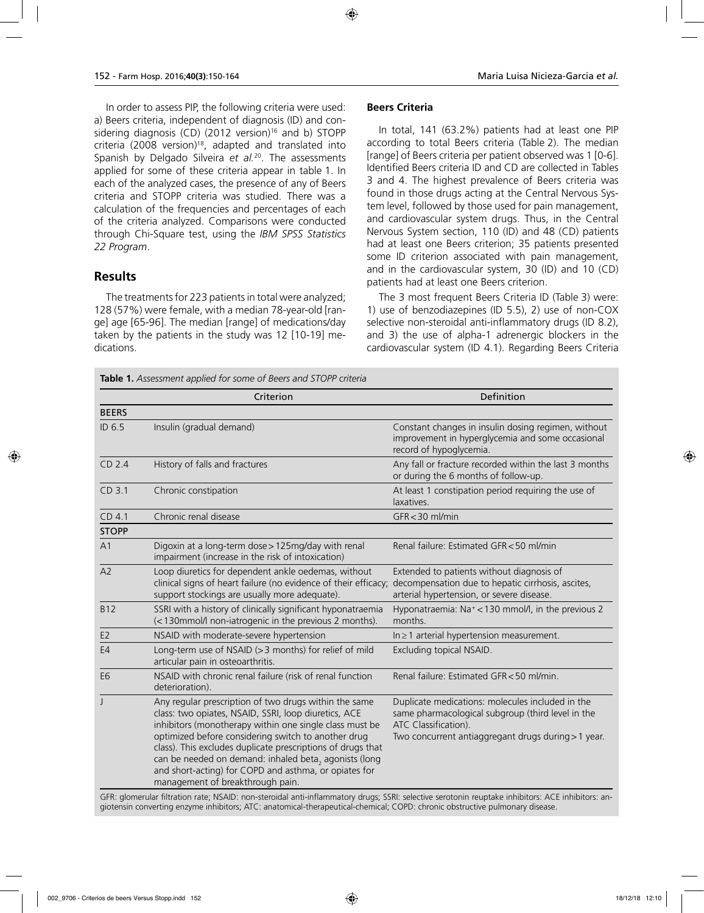In order to assess PIP, the following criteria were used: a) Beers criteria, independent of diagnosis (ID) and considering diagnosis (CD) (2012 version)[16] and b) STOPP criteria (2008 version)[18], adapted and translated into Spanish by Delgado Silveira *et al.*[20]. The assessments applied for some of these criteria appear in table 1. In each of the analyzed cases, the presence of any of Beers criteria and STOPP criteria was studied. There was a calculation of the frequencies and percentages of each of the criteria analyzed. Comparisons were conducted through Chi-Square test, using the *IBM SPSS Statistics 22 Program*.

## Results

The treatments for 223 patients in total were analyzed; 128 (57%) were female, with a median 78-year-old [range] age [65-96]. The median [range] of medications/day taken by the patients in the study was 12 [10-19] medications.

### Beers Criteria

In total, 141 (63.2%) patients had at least one PIP according to total Beers criteria (Table 2). The median [range] of Beers criteria per patient observed was 1 [0-6]. Identified Beers criteria ID and CD are collected in Tables 3 and 4. The highest prevalence of Beers criteria was found in those drugs acting at the Central Nervous System level, followed by those used for pain management, and cardiovascular system drugs. Thus, in the Central Nervous System section, 110 (ID) and 48 (CD) patients had at least one Beers criterion; 35 patients presented some ID criterion associated with pain management, and in the cardiovascular system, 30 (ID) and 10 (CD) patients had at least one Beers criterion.

The 3 most frequent Beers Criteria ID (Table 3) were: 1) use of benzodiazepines (ID 5.5), 2) use of non-COX selective non-steroidal anti-inflammatory drugs (ID 8.2), and 3) the use of alpha-1 adrenergic blockers in the cardiovascular system (ID 4.1). Regarding Beers Criteria

**Table 1.** *Assessment applied for some of Beers and STOPP criteria*

| | Criterion | Definition |
|---|---|---|
| **BEERS** | | |
| ID 6.5 | Insulin (gradual demand) | Constant changes in insulin dosing regimen, without improvement in hyperglycemia and some occasional record of hypoglycemia. |
| CD 2.4 | History of falls and fractures | Any fall or fracture recorded within the last 3 months or during the 6 months of follow-up. |
| CD 3.1 | Chronic constipation | At least 1 constipation period requiring the use of laxatives. |
| CD 4.1 | Chronic renal disease | GFR<30 ml/min |
| **STOPP** | | |
| A1 | Digoxin at a long-term dose>125mg/day with renal impairment (increase in the risk of intoxication) | Renal failure: Estimated GFR<50 ml/min |
| A2 | Loop diuretics for dependent ankle oedemas, without clinical signs of heart failure (no evidence of their efficacy; support stockings are usually more adequate). | Extended to patients without diagnosis of decompensation due to hepatic cirrhosis, ascites, arterial hypertension, or severe disease. |
| B12 | SSRI with a history of clinically significant hyponatraemia (<130mmol/l non-iatrogenic in the previous 2 months). | Hyponatraemia: $Na^+$<130 mmol/l, in the previous 2 months. |
| E2 | NSAID with moderate-severe hypertension | In ≥1 arterial hypertension measurement. |
| E4 | Long-term use of NSAID (>3 months) for relief of mild articular pain in osteoarthritis. | Excluding topical NSAID. |
| E6 | NSAID with chronic renal failure (risk of renal function deterioration). | Renal failure: Estimated GFR<50 ml/min. |
| J | Any regular prescription of two drugs within the same class: two opiates, NSAID, SSRI, loop diuretics, ACE inhibitors (monotherapy within one single class must be optimized before considering switch to another drug class). This excludes duplicate prescriptions of drugs that can be needed on demand: inhaled $beta_2$ agonists (long and short-acting) for COPD and asthma, or opiates for management of breakthrough pain. | Duplicate medications: molecules included in the same pharmacological subgroup (third level in the ATC Classification). Two concurrent antiaggregant drugs during>1 year. |

GFR: glomerular filtration rate; NSAID: non-steroidal anti-inflammatory drugs; SSRI: selective serotonin reuptake inhibitors: ACE inhibitors: angiotensin converting enzyme inhibitors; ATC: anatomical-therapeutical-chemical; COPD: chronic obstructive pulmonary disease.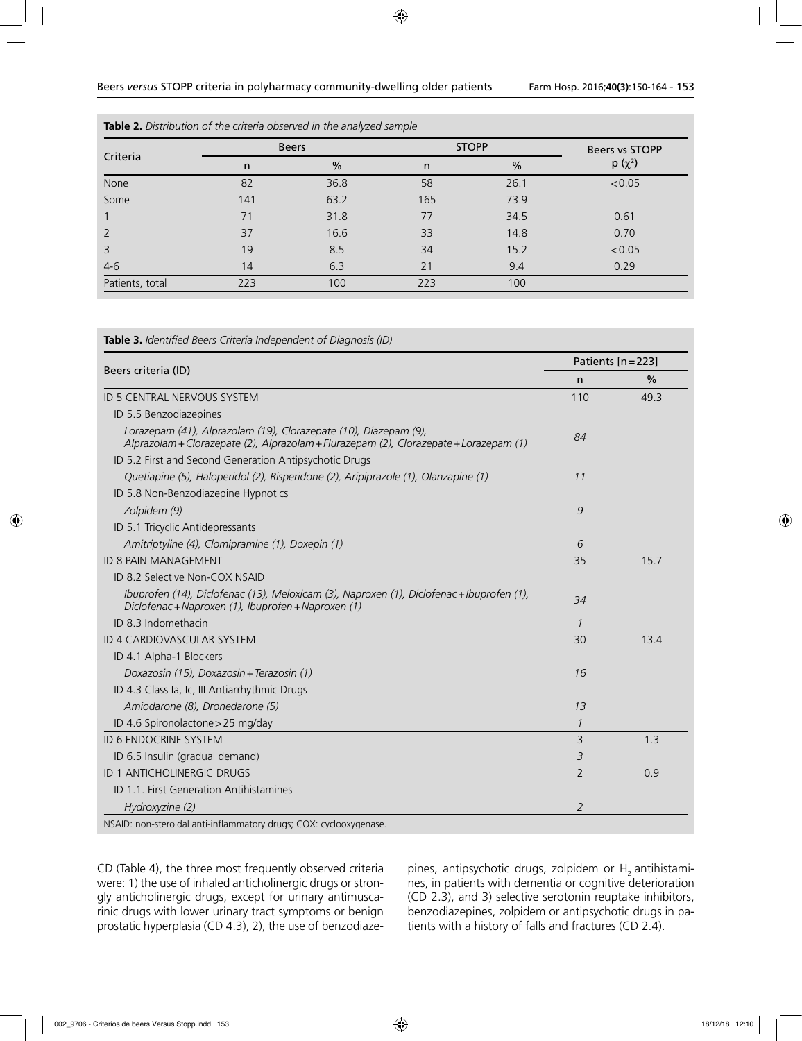**Table 2.** *Distribution of the criteria observed in the analyzed sample*

| Criteria | Beers | | STOPP | | Beers vs STOPP |
|---|---|---|---|---|---|
| | n | % | n | % | p ($\chi^2$) |
| None | 82 | 36.8 | 58 | 26.1 | <0.05 |
| Some | 141 | 63.2 | 165 | 73.9 | |
| 1 | 71 | 31.8 | 77 | 34.5 | 0.61 |
| 2 | 37 | 16.6 | 33 | 14.8 | 0.70 |
| 3 | 19 | 8.5 | 34 | 15.2 | <0.05 |
| 4-6 | 14 | 6.3 | 21 | 9.4 | 0.29 |
| Patients, total | 223 | 100 | 223 | 100 | |

**Table 3.** *Identified Beers Criteria Independent of Diagnosis (ID)*

| Beers criteria (ID) | Patients [n=223] | |
|---|---|---|
| | n | % |
| ID 5 CENTRAL NERVOUS SYSTEM | 110 | 49.3 |
| ID 5.5 Benzodiazepines | | |
| *Lorazepam (41), Alprazolam (19), Clorazepate (10), Diazepam (9), Alprazolam+Clorazepate (2), Alprazolam+Flurazepam (2), Clorazepate+Lorazepam (1)* | *84* | |
| ID 5.2 First and Second Generation Antipsychotic Drugs | | |
| *Quetiapine (5), Haloperidol (2), Risperidone (2), Aripiprazole (1), Olanzapine (1)* | *11* | |
| ID 5.8 Non-Benzodiazepine Hypnotics | | |
| *Zolpidem (9)* | *9* | |
| ID 5.1 Tricyclic Antidepressants | | |
| *Amitriptyline (4), Clomipramine (1), Doxepin (1)* | *6* | |
| ID 8 PAIN MANAGEMENT | 35 | 15.7 |
| ID 8.2 Selective Non-COX NSAID | | |
| *Ibuprofen (14), Diclofenac (13), Meloxicam (3), Naproxen (1), Diclofenac+Ibuprofen (1), Diclofenac+Naproxen (1), Ibuprofen+Naproxen (1)* | *34* | |
| ID 8.3 Indomethacin | *1* | |
| ID 4 CARDIOVASCULAR SYSTEM | 30 | 13.4 |
| ID 4.1 Alpha-1 Blockers | | |
| *Doxazosin (15), Doxazosin+Terazosin (1)* | *16* | |
| ID 4.3 Class Ia, Ic, III Antiarrhythmic Drugs | | |
| *Amiodarone (8), Dronedarone (5)* | *13* | |
| ID 4.6 Spironolactone>25 mg/day | *1* | |
| ID 6 ENDOCRINE SYSTEM | 3 | 1.3 |
| ID 6.5 Insulin (gradual demand) | *3* | |
| ID 1 ANTICHOLINERGIC DRUGS | 2 | 0.9 |
| ID 1.1. First Generation Antihistamines | | |
| *Hydroxyzine (2)* | *2* | |

NSAID: non-steroidal anti-inflammatory drugs; COX: cyclooxygenase.

CD (Table 4), the three most frequently observed criteria were: 1) the use of inhaled anticholinergic drugs or strongly anticholinergic drugs, except for urinary antimuscarinic drugs with lower urinary tract symptoms or benign prostatic hyperplasia (CD 4.3), 2), the use of benzodiazepines, antipsychotic drugs, zolpidem or $H_2$ antihistamines, in patients with dementia or cognitive deterioration (CD 2.3), and 3) selective serotonin reuptake inhibitors, benzodiazepines, zolpidem or antipsychotic drugs in patients with a history of falls and fractures (CD 2.4).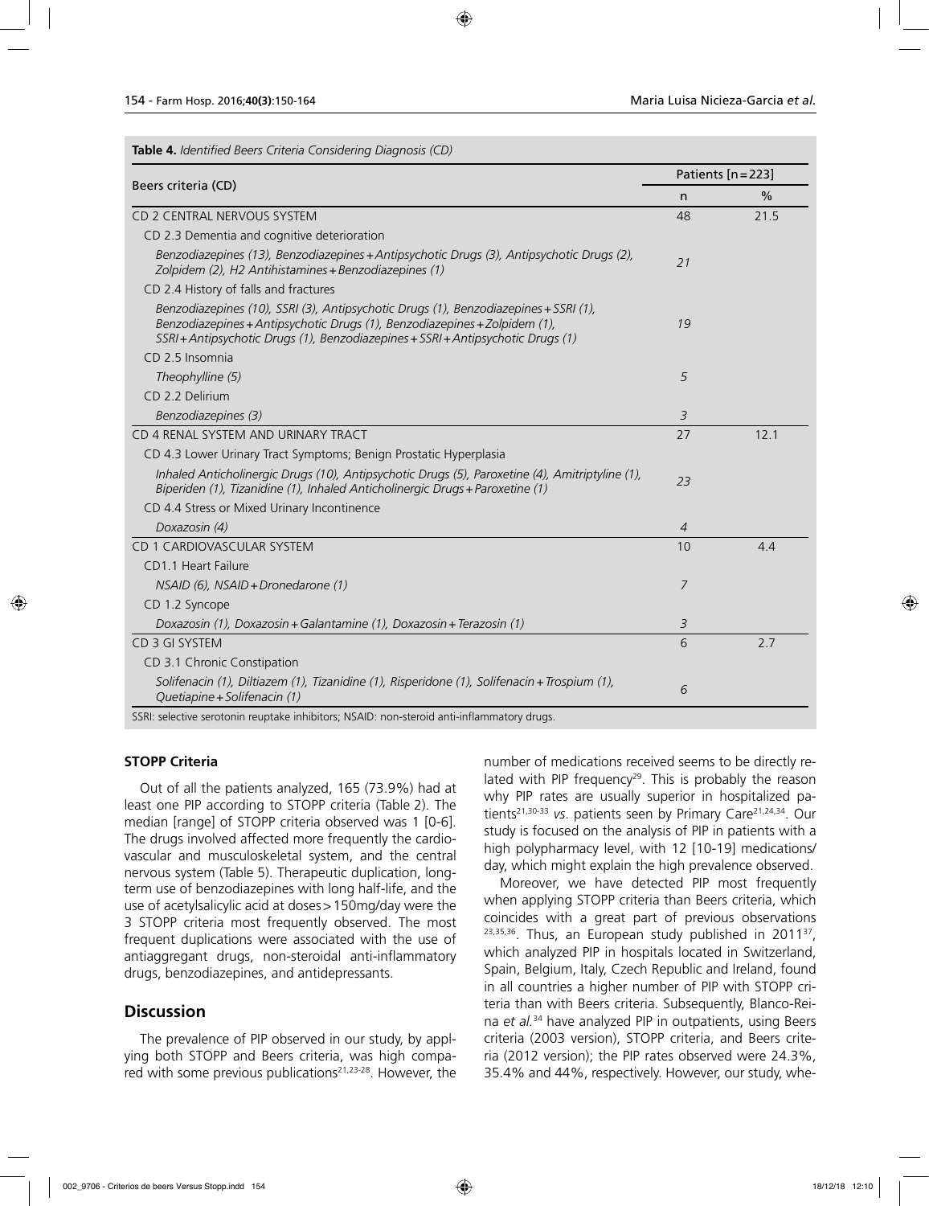**Table 4.** *Identified Beers Criteria Considering Diagnosis (CD)*

| Beers criteria (CD) | Patients [n=223] | |
|---|---|---|
| | n | % |
| CD 2 CENTRAL NERVOUS SYSTEM | 48 | 21.5 |
| CD 2.3 Dementia and cognitive deterioration | | |
| *Benzodiazepines (13), Benzodiazepines+Antipsychotic Drugs (3), Antipsychotic Drugs (2), Zolpidem (2), H2 Antihistamines+Benzodiazepines (1)* | *21* | |
| CD 2.4 History of falls and fractures | | |
| *Benzodiazepines (10), SSRI (3), Antipsychotic Drugs (1), Benzodiazepines+SSRI (1), Benzodiazepines+Antipsychotic Drugs (1), Benzodiazepines+Zolpidem (1), SSRI+Antipsychotic Drugs (1), Benzodiazepines+SSRI+Antipsychotic Drugs (1)* | *19* | |
| CD 2.5 Insomnia | | |
| *Theophylline (5)* | *5* | |
| CD 2.2 Delirium | | |
| *Benzodiazepines (3)* | *3* | |
| CD 4 RENAL SYSTEM AND URINARY TRACT | 27 | 12.1 |
| CD 4.3 Lower Urinary Tract Symptoms; Benign Prostatic Hyperplasia | | |
| *Inhaled Anticholinergic Drugs (10), Antipsychotic Drugs (5), Paroxetine (4), Amitriptyline (1), Biperiden (1), Tizanidine (1), Inhaled Anticholinergic Drugs+Paroxetine (1)* | *23* | |
| CD 4.4 Stress or Mixed Urinary Incontinence | | |
| *Doxazosin (4)* | *4* | |
| CD 1 CARDIOVASCULAR SYSTEM | 10 | 4.4 |
| CD1.1 Heart Failure | | |
| *NSAID (6), NSAID+Dronedarone (1)* | *7* | |
| CD 1.2 Syncope | | |
| *Doxazosin (1), Doxazosin+Galantamine (1), Doxazosin+Terazosin (1)* | *3* | |
| CD 3 GI SYSTEM | 6 | 2.7 |
| CD 3.1 Chronic Constipation | | |
| *Solifenacin (1), Diltiazem (1), Tizanidine (1), Risperidone (1), Solifenacin+Trospium (1), Quetiapine+Solifenacin (1)* | *6* | |

SSRI: selective serotonin reuptake inhibitors; NSAID: non-steroid anti-inflammatory drugs.

**STOPP Criteria**

Out of all the patients analyzed, 165 (73.9%) had at least one PIP according to STOPP criteria (Table 2). The median [range] of STOPP criteria observed was 1 [0-6]. The drugs involved affected more frequently the cardiovascular and musculoskeletal system, and the central nervous system (Table 5). Therapeutic duplication, long-term use of benzodiazepines with long half-life, and the use of acetylsalicylic acid at doses>150mg/day were the 3 STOPP criteria most frequently observed. The most frequent duplications were associated with the use of antiaggregant drugs, non-steroidal anti-inflammatory drugs, benzodiazepines, and antidepressants.

## Discussion

The prevalence of PIP observed in our study, by applying both STOPP and Beers criteria, was high compared with some previous publications[21,23-28]. However, the number of medications received seems to be directly related with PIP frequency[29]. This is probably the reason why PIP rates are usually superior in hospitalized patients[21,30-33] *vs*. patients seen by Primary Care[21,24,34]. Our study is focused on the analysis of PIP in patients with a high polypharmacy level, with 12 [10-19] medications/day, which might explain the high prevalence observed.

Moreover, we have detected PIP most frequently when applying STOPP criteria than Beers criteria, which coincides with a great part of previous observations [23,35,36]. Thus, an European study published in 2011[37], which analyzed PIP in hospitals located in Switzerland, Spain, Belgium, Italy, Czech Republic and Ireland, found in all countries a higher number of PIP with STOPP criteria than with Beers criteria. Subsequently, Blanco-Reina *et al.*[34] have analyzed PIP in outpatients, using Beers criteria (2003 version), STOPP criteria, and Beers criteria (2012 version); the PIP rates observed were 24.3%, 35.4% and 44%, respectively. However, our study, whe-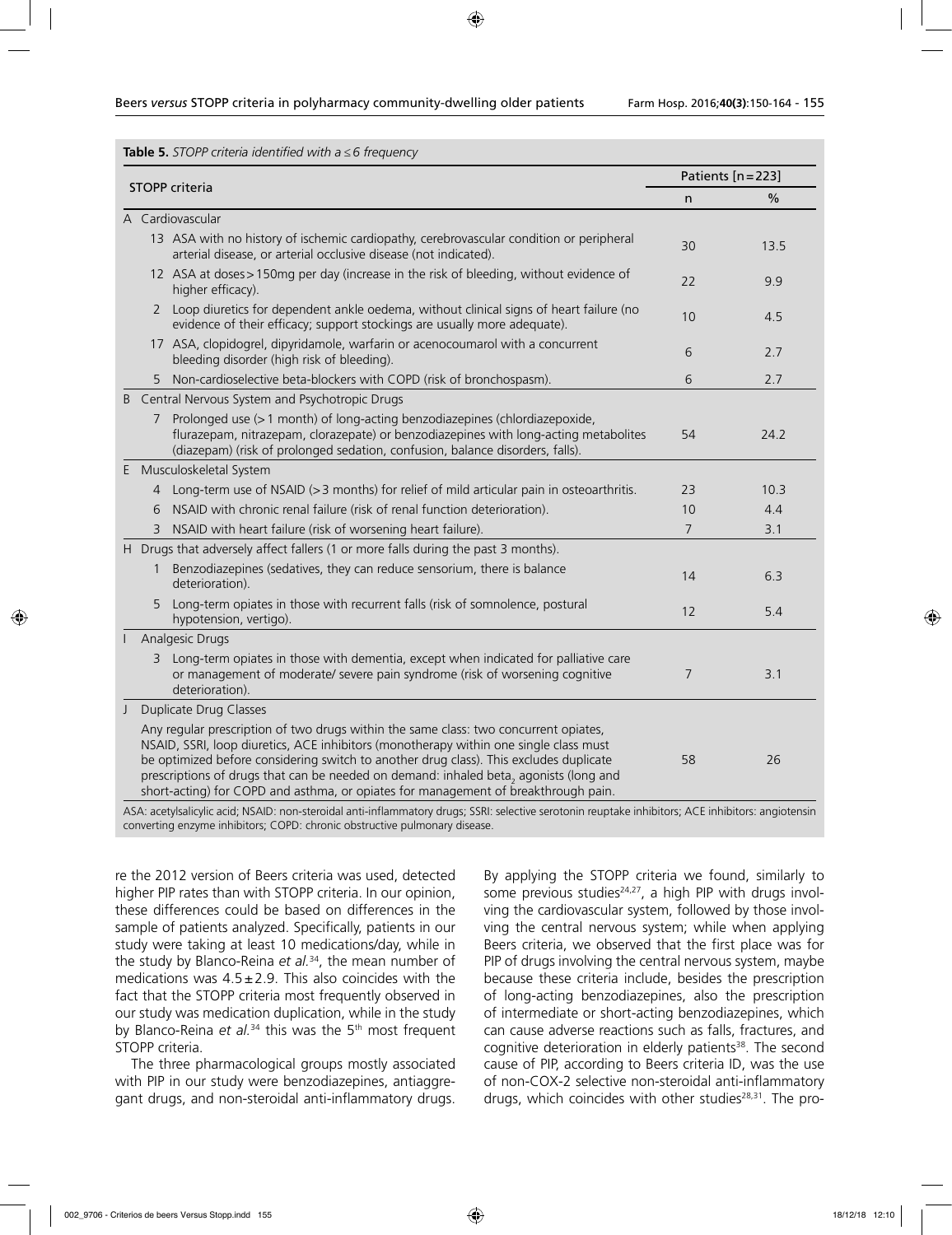**Table 5.** *STOPP criteria identified with a ≤6 frequency*

| STOPP criteria | Patients [n=223] | |
|---|---|---|
| | n | % |
| **A Cardiovascular** | | |
| 13 ASA with no history of ischemic cardiopathy, cerebrovascular condition or peripheral arterial disease, or arterial occlusive disease (not indicated). | 30 | 13.5 |
| 12 ASA at doses>150mg per day (increase in the risk of bleeding, without evidence of higher efficacy). | 22 | 9.9 |
| 2 Loop diuretics for dependent ankle oedema, without clinical signs of heart failure (no evidence of their efficacy; support stockings are usually more adequate). | 10 | 4.5 |
| 17 ASA, clopidogrel, dipyridamole, warfarin or acenocoumarol with a concurrent bleeding disorder (high risk of bleeding). | 6 | 2.7 |
| 5 Non-cardioselective beta-blockers with COPD (risk of bronchospasm). | 6 | 2.7 |
| **B Central Nervous System and Psychotropic Drugs** | | |
| 7 Prolonged use (>1 month) of long-acting benzodiazepines (chlordiazepoxide, flurazepam, nitrazepam, clorazepate) or benzodiazepines with long-acting metabolites (diazepam) (risk of prolonged sedation, confusion, balance disorders, falls). | 54 | 24.2 |
| **E Musculoskeletal System** | | |
| 4 Long-term use of NSAID (>3 months) for relief of mild articular pain in osteoarthritis. | 23 | 10.3 |
| 6 NSAID with chronic renal failure (risk of renal function deterioration). | 10 | 4.4 |
| 3 NSAID with heart failure (risk of worsening heart failure). | 7 | 3.1 |
| **H Drugs that adversely affect fallers (1 or more falls during the past 3 months).** | | |
| 1 Benzodiazepines (sedatives, they can reduce sensorium, there is balance deterioration). | 14 | 6.3 |
| 5 Long-term opiates in those with recurrent falls (risk of somnolence, postural hypotension, vertigo). | 12 | 5.4 |
| **I Analgesic Drugs** | | |
| 3 Long-term opiates in those with dementia, except when indicated for palliative care or management of moderate/ severe pain syndrome (risk of worsening cognitive deterioration). | 7 | 3.1 |
| **J Duplicate Drug Classes** | | |
| Any regular prescription of two drugs within the same class: two concurrent opiates, NSAID, SSRI, loop diuretics, ACE inhibitors (monotherapy within one single class must be optimized before considering switch to another drug class). This excludes duplicate prescriptions of drugs that can be needed on demand: inhaled $beta_2$ agonists (long and short-acting) for COPD and asthma, or opiates for management of breakthrough pain. | 58 | 26 |

ASA: acetylsalicylic acid; NSAID: non-steroidal anti-inflammatory drugs; SSRI: selective serotonin reuptake inhibitors; ACE inhibitors: angiotensin converting enzyme inhibitors; COPD: chronic obstructive pulmonary disease.

re the 2012 version of Beers criteria was used, detected higher PIP rates than with STOPP criteria. In our opinion, these differences could be based on differences in the sample of patients analyzed. Specifically, patients in our study were taking at least 10 medications/day, while in the study by Blanco-Reina *et al.*[34], the mean number of medications was 4.5±2.9. This also coincides with the fact that the STOPP criteria most frequently observed in our study was medication duplication, while in the study by Blanco-Reina *et al.*[34] this was the 5th most frequent STOPP criteria.

The three pharmacological groups mostly associated with PIP in our study were benzodiazepines, antiaggregant drugs, and non-steroidal anti-inflammatory drugs. By applying the STOPP criteria we found, similarly to some previous studies[24,27], a high PIP with drugs involving the cardiovascular system, followed by those involving the central nervous system; while when applying Beers criteria, we observed that the first place was for PIP of drugs involving the central nervous system, maybe because these criteria include, besides the prescription of long-acting benzodiazepines, also the prescription of intermediate or short-acting benzodiazepines, which can cause adverse reactions such as falls, fractures, and cognitive deterioration in elderly patients[38]. The second cause of PIP, according to Beers criteria ID, was the use of non-COX-2 selective non-steroidal anti-inflammatory drugs, which coincides with other studies[28,31]. The pro-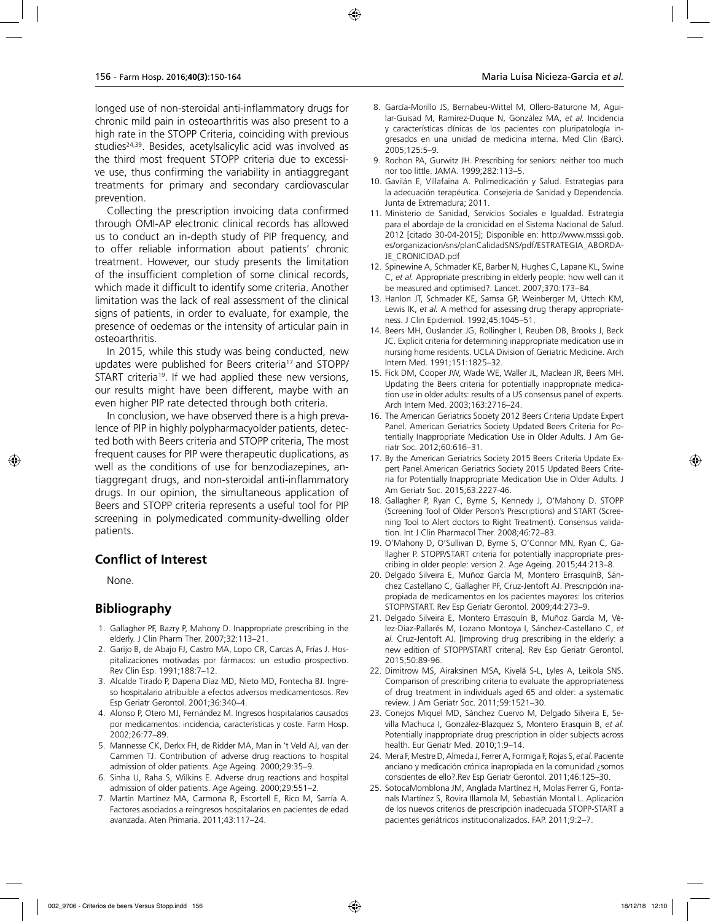longed use of non-steroidal anti-inflammatory drugs for chronic mild pain in osteoarthritis was also present to a high rate in the STOPP Criteria, coinciding with previous studies[24,39]. Besides, acetylsalicylic acid was involved as the third most frequent STOPP criteria due to excessive use, thus confirming the variability in antiaggregant treatments for primary and secondary cardiovascular prevention.

Collecting the prescription invoicing data confirmed through OMI-AP electronic clinical records has allowed us to conduct an in-depth study of PIP frequency, and to offer reliable information about patients' chronic treatment. However, our study presents the limitation of the insufficient completion of some clinical records, which made it difficult to identify some criteria. Another limitation was the lack of real assessment of the clinical signs of patients, in order to evaluate, for example, the presence of oedemas or the intensity of articular pain in osteoarthritis.

In 2015, while this study was being conducted, new updates were published for Beers criteria[17] and STOPP/START criteria[19]. If we had applied these new versions, our results might have been different, maybe with an even higher PIP rate detected through both criteria.

In conclusion, we have observed there is a high prevalence of PIP in highly polypharmacyolder patients, detected both with Beers criteria and STOPP criteria, The most frequent causes for PIP were therapeutic duplications, as well as the conditions of use for benzodiazepines, antiaggregant drugs, and non-steroidal anti-inflammatory drugs. In our opinion, the simultaneous application of Beers and STOPP criteria represents a useful tool for PIP screening in polymedicated community-dwelling older patients.

## Conflict of Interest

None.

## Bibliography

1. Gallagher PF, Bazry P, Mahony D. Inappropriate prescribing in the elderly. J Clin Pharm Ther. 2007;32:113–21.
2. Garijo B, de Abajo FJ, Castro MA, Lopo CR, Carcas A, Frías J. Hospitalizaciones motivadas por fármacos: un estudio prospectivo. Rev Clin Esp. 1991;188:7–12.
3. Alcalde Tirado P, Dapena Díaz MD, Nieto MD, Fontecha BJ. Ingreso hospitalario atribuible a efectos adversos medicamentosos. Rev Esp Geriatr Gerontol. 2001;36:340–4.
4. Alonso P, Otero MJ, Fernández M. Ingresos hospitalarios causados por medicamentos: incidencia, características y coste. Farm Hosp. 2002;26:77–89.
5. Mannesse CK, Derkx FH, de Ridder MA, Man in 't Veld AJ, van der Cammen TJ. Contribution of adverse drug reactions to hospital admission of older patients. Age Ageing. 2000;29:35–9.
6. Sinha U, Raha S, Wilkins E. Adverse drug reactions and hospital admission of older patients. Age Ageing. 2000;29:551–2.
7. Martín Martínez MA, Carmona R, Escortell E, Rico M, Sarría A. Factores asociados a reingresos hospitalarios en pacientes de edad avanzada. Aten Primaria. 2011;43:117–24.
8. García-Morillo JS, Bernabeu-Wittel M, Ollero-Baturone M, Aguilar-Guisad M, Ramírez-Duque N, González MA, *et al.* Incidencia y características clínicas de los pacientes con pluripatología ingresados en una unidad de medicina interna. Med Clin (Barc). 2005;125:5–9.
9. Rochon PA, Gurwitz JH. Prescribing for seniors: neither too much nor too little. JAMA. 1999;282:113–5.
10. Gavilán E, Villafaina A. Polimedicación y Salud. Estrategias para la adecuación terapéutica. Consejería de Sanidad y Dependencia. Junta de Extremadura; 2011.
11. Ministerio de Sanidad, Servicios Sociales e Igualdad. Estrategia para el abordaje de la cronicidad en el Sistema Nacional de Salud. 2012 [citado 30-04-2015]; Disponible en: http://www.msssi.gob.es/organizacion/sns/planCalidadSNS/pdf/ESTRATEGIA_ABORDAJE_CRONICIDAD.pdf
12. Spinewine A, Schmader KE, Barber N, Hughes C, Lapane KL, Swine C, *et al.* Appropriate prescribing in elderly people: how well can it be measured and optimised?. Lancet. 2007;370:173–84.
13. Hanlon JT, Schmader KE, Samsa GP, Weinberger M, Uttech KM, Lewis IK, *et al.* A method for assessing drug therapy appropriateness. J Clin Epidemiol. 1992;45:1045–51.
14. Beers MH, Ouslander JG, Rollingher I, Reuben DB, Brooks J, Beck JC. Explicit criteria for determining inappropriate medication use in nursing home residents. UCLA Division of Geriatric Medicine. Arch Intern Med. 1991;151:1825–32.
15. Fick DM, Cooper JW, Wade WE, Waller JL, Maclean JR, Beers MH. Updating the Beers criteria for potentially inappropriate medication use in older adults: results of a US consensus panel of experts. Arch Intern Med. 2003;163:2716–24.
16. The American Geriatrics Society 2012 Beers Criteria Update Expert Panel. American Geriatrics Society Updated Beers Criteria for Potentially Inappropriate Medication Use in Older Adults. J Am Geriatr Soc. 2012;60:616–31.
17. By the American Geriatrics Society 2015 Beers Criteria Update Expert Panel.American Geriatrics Society 2015 Updated Beers Criteria for Potentially Inappropriate Medication Use in Older Adults. J Am Geriatr Soc. 2015;63:2227-46.
18. Gallagher P, Ryan C, Byrne S, Kennedy J, O'Mahony D. STOPP (Screening Tool of Older Person's Prescriptions) and START (Screening Tool to Alert doctors to Right Treatment). Consensus validation. Int J Clin Pharmacol Ther. 2008;46:72–83.
19. O'Mahony D, O'Sullivan D, Byrne S, O'Connor MN, Ryan C, Gallagher P. STOPP/START criteria for potentially inappropriate prescribing in older people: version 2. Age Ageing. 2015;44:213–8.
20. Delgado Silveira E, Muñoz García M, Montero ErrasquínB, Sánchez Castellano C, Gallagher PF, Cruz-Jentoft AJ. Prescripción inapropiada de medicamentos en los pacientes mayores: los criterios STOPP/START. Rev Esp Geriatr Gerontol. 2009;44:273–9.
21. Delgado Silveira E, Montero Errasquín B, Muñoz García M, Vélez-Díaz-Pallarés M, Lozano Montoya I, Sánchez-Castellano C, *et al.* Cruz-Jentoft AJ. [Improving drug prescribing in the elderly: a new edition of STOPP/START criteria]. Rev Esp Geriatr Gerontol. 2015;50:89-96.
22. Dimitrow MS, Airaksinen MSA, Kivelä S-L, Lyles A, Leikola SNS. Comparison of prescribing criteria to evaluate the appropriateness of drug treatment in individuals aged 65 and older: a systematic review. J Am Geriatr Soc. 2011;59:1521–30.
23. Conejos Miquel MD, Sánchez Cuervo M, Delgado Silveira E, Sevilla Machuca I, González-Blazquez S, Montero Erasquin B, *et al.* Potentially inappropriate drug prescription in older subjects across health. Eur Geriatr Med. 2010;1:9–14.
24. Mera F, Mestre D, Almeda J, Ferrer A, Formiga F, Rojas S, *et al.* Paciente anciano y medicación crónica inapropiada en la comunidad ¿somos conscientes de ello?.Rev Esp Geriatr Gerontol. 2011;46:125–30.
25. SotocaMomblona JM, Anglada Martínez H, Molas Ferrer G, Fontanals Martínez S, Rovira Illamola M, Sebastián Montal L. Aplicación de los nuevos criterios de prescripción inadecuada STOPP-START a pacientes geriátricos institucionalizados. FAP. 2011;9:2–7.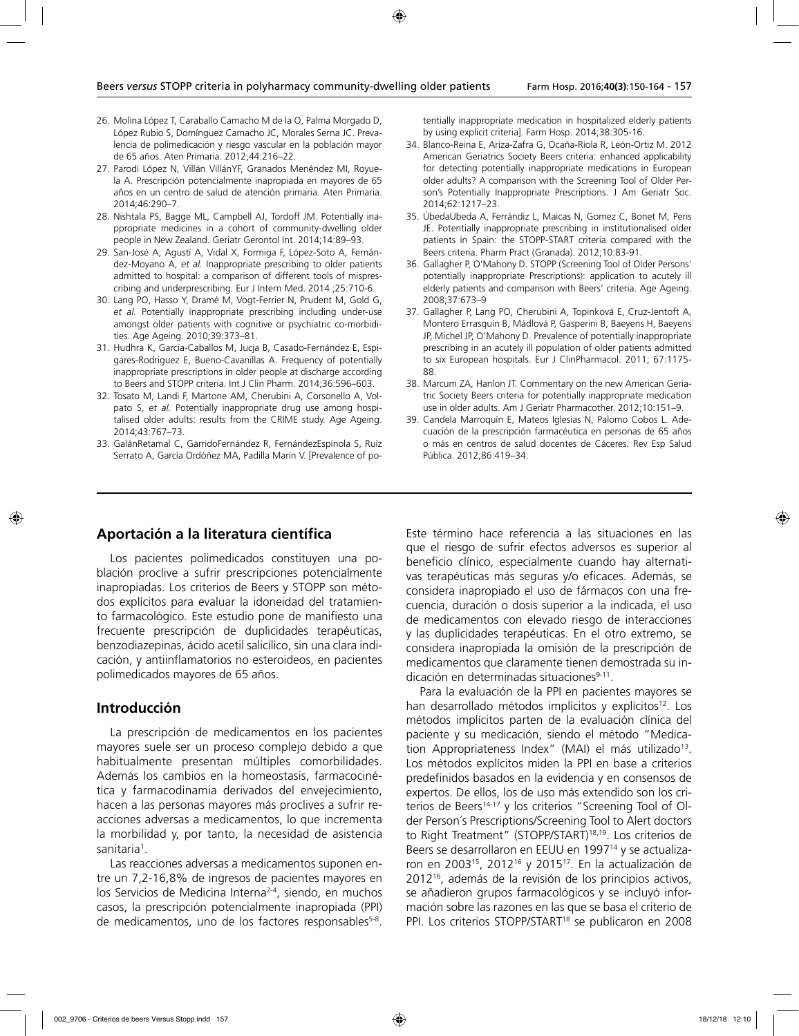26. Molina López T, Caraballo Camacho M de la O, Palma Morgado D, López Rubio S, Domínguez Camacho JC, Morales Serna JC. Prevalencia de polimedicación y riesgo vascular en la población mayor de 65 años. Aten Primaria. 2012;44:216–22.
27. Parodi López N, Villán VillánYF, Granados Menéndez MI, Royuela A. Prescripción potencialmente inapropiada en mayores de 65 años en un centro de salud de atención primaria. Aten Primaria. 2014;46:290–7.
28. Nishtala PS, Bagge ML, Campbell AJ, Tordoff JM. Potentially inappropriate medicines in a cohort of community-dwelling older people in New Zealand. Geriatr Gerontol Int. 2014;14:89–93.
29. San-José A, Agustí A, Vidal X, Formiga F, López-Soto A, Fernández-Moyano A, *et al.* Inappropriate prescribing to older patients admitted to hospital: a comparison of different tools of misprescribing and underprescribing. Eur J Intern Med. 2014 ;25:710-6.
30. Lang PO, Hasso Y, Dramé M, Vogt-Ferrier N, Prudent M, Gold G, *et al.* Potentially inappropriate prescribing including under-use amongst older patients with cognitive or psychiatric co-morbidities. Age Ageing. 2010;39:373–81.
31. Hudhra K, García-Caballos M, Jucja B, Casado-Fernández E, Espigares-Rodriguez E, Bueno-Cavanillas A. Frequency of potentially inappropriate prescriptions in older people at discharge according to Beers and STOPP criteria. Int J Clin Pharm. 2014;36:596–603.
32. Tosato M, Landi F, Martone AM, Cherubini A, Corsonello A, Volpato S, *et al.* Potentially inappropriate drug use among hospitalised older adults: results from the CRIME study. Age Ageing. 2014;43:767–73.
33. GalánRetamal C, GarridoFernández R, FernándezEspínola S, Ruiz Serrato A, García Ordóñez MA, Padilla Marín V. [Prevalence of potentially inappropriate medication in hospitalized elderly patients by using explicit criteria]. Farm Hosp. 2014;38:305-16.
34. Blanco-Reina E, Ariza-Zafra G, Ocaña-Riola R, León-Ortiz M. 2012 American Geriatrics Society Beers criteria: enhanced applicability for detecting potentially inappropriate medications in European older adults? A comparison with the Screening Tool of Older Person's Potentially Inappropriate Prescriptions. J Am Geriatr Soc. 2014;62:1217–23.
35. ÚbedaUbeda A, Ferrándiz L, Maicas N, Gomez C, Bonet M, Peris JE. Potentially inappropriate prescribing in institutionalised older patients in Spain: the STOPP-START criteria compared with the Beers criteria. Pharm Pract (Granada). 2012;10:83-91.
36. Gallagher P, O'Mahony D. STOPP (Screening Tool of Older Persons' potentially inappropriate Prescriptions): application to acutely ill elderly patients and comparison with Beers' criteria. Age Ageing. 2008;37:673–9
37. Gallagher P, Lang PO, Cherubini A, Topinková E, Cruz-Jentoft A, Montero Errasquín B, Mádlová P, Gasperini B, Baeyens H, Baeyens JP, Michel JP, O'Mahony D. Prevalence of potentially inappropriate prescribing in an acutely ill population of older patients admitted to six European hospitals. Eur J ClinPharmacol. 2011; 67:1175-88.
38. Marcum ZA, Hanlon JT. Commentary on the new American Geriatric Society Beers criteria for potentially inappropriate medication use in older adults. Am J Geriatr Pharmacother. 2012;10:151–9.
39. Candela Marroquín E, Mateos Iglesias N, Palomo Cobos L. Adecuación de la prescripción farmacéutica en personas de 65 años o más en centros de salud docentes de Cáceres. Rev Esp Salud Pública. 2012;86:419–34.

## Aportación a la literatura científica

Los pacientes polimedicados constituyen una población proclive a sufrir prescripciones potencialmente inapropiadas. Los criterios de Beers y STOPP son métodos explícitos para evaluar la idoneidad del tratamiento farmacológico. Este estudio pone de manifiesto una frecuente prescripción de duplicidades terapéuticas, benzodiazepinas, ácido acetil salicílico, sin una clara indicación, y antiinflamatorios no esteroideos, en pacientes polimedicados mayores de 65 años.

## Introducción

La prescripción de medicamentos en los pacientes mayores suele ser un proceso complejo debido a que habitualmente presentan múltiples comorbilidades. Además los cambios en la homeostasis, farmacocinética y farmacodinamia derivados del envejecimiento, hacen a las personas mayores más proclives a sufrir reacciones adversas a medicamentos, lo que incrementa la morbilidad y, por tanto, la necesidad de asistencia sanitaria[1].

Las reacciones adversas a medicamentos suponen entre un 7,2-16,8% de ingresos de pacientes mayores en los Servicios de Medicina Interna[2-4], siendo, en muchos casos, la prescripción potencialmente inapropiada (PPI) de medicamentos, uno de los factores responsables[5-8]. Este término hace referencia a las situaciones en las que el riesgo de sufrir efectos adversos es superior al beneficio clínico, especialmente cuando hay alternativas terapéuticas más seguras y/o eficaces. Además, se considera inapropiado el uso de fármacos con una frecuencia, duración o dosis superior a la indicada, el uso de medicamentos con elevado riesgo de interacciones y las duplicidades terapéuticas. En el otro extremo, se considera inapropiada la omisión de la prescripción de medicamentos que claramente tienen demostrada su indicación en determinadas situaciones[9-11].

Para la evaluación de la PPI en pacientes mayores se han desarrollado métodos implícitos y explícitos[12]. Los métodos implícitos parten de la evaluación clínica del paciente y su medicación, siendo el método "Medication Appropriateness Index" (MAI) el más utilizado[13]. Los métodos explícitos miden la PPI en base a criterios predefinidos basados en la evidencia y en consensos de expertos. De ellos, los de uso más extendido son los criterios de Beers[14-17] y los criterios "Screening Tool of Older Person´s Prescriptions/Screening Tool to Alert doctors to Right Treatment" (STOPP/START)[18,19]. Los criterios de Beers se desarrollaron en EEUU en 1997[14] y se actualizaron en 2003[15], 2012[16] y 2015[17]. En la actualización de 2012[16], además de la revisión de los principios activos, se añadieron grupos farmacológicos y se incluyó información sobre las razones en las que se basa el criterio de PPI. Los criterios STOPP/START[18] se publicaron en 2008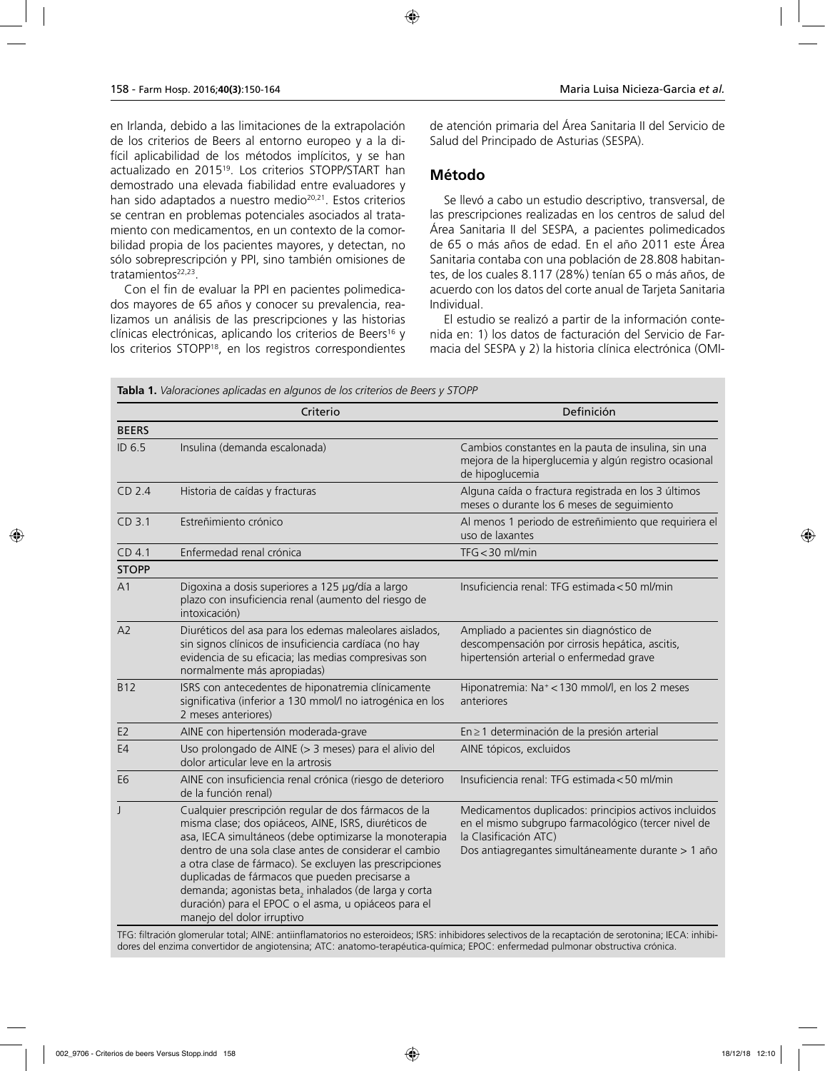en Irlanda, debido a las limitaciones de la extrapolación de los criterios de Beers al entorno europeo y a la difícil aplicabilidad de los métodos implícitos, y se han actualizado en 2015[19]. Los criterios STOPP/START han demostrado una elevada fiabilidad entre evaluadores y han sido adaptados a nuestro medio[20,21]. Estos criterios se centran en problemas potenciales asociados al tratamiento con medicamentos, en un contexto de la comorbilidad propia de los pacientes mayores, y detectan, no sólo sobreprescripción y PPI, sino también omisiones de tratamientos[22,23].

Con el fin de evaluar la PPI en pacientes polimedicados mayores de 65 años y conocer su prevalencia, realizamos un análisis de las prescripciones y las historias clínicas electrónicas, aplicando los criterios de Beers[16] y los criterios STOPP[18], en los registros correspondientes de atención primaria del Área Sanitaria II del Servicio de Salud del Principado de Asturias (SESPA).

## Método

Se llevó a cabo un estudio descriptivo, transversal, de las prescripciones realizadas en los centros de salud del Área Sanitaria II del SESPA, a pacientes polimedicados de 65 o más años de edad. En el año 2011 este Área Sanitaria contaba con una población de 28.808 habitantes, de los cuales 8.117 (28%) tenían 65 o más años, de acuerdo con los datos del corte anual de Tarjeta Sanitaria Individual.

El estudio se realizó a partir de la información contenida en: 1) los datos de facturación del Servicio de Farmacia del SESPA y 2) la historia clínica electrónica (OMI-

**Tabla 1.** *Valoraciones aplicadas en algunos de los criterios de Beers y STOPP*

| | Criterio | Definición |
|---|---|---|
| **BEERS** | | |
| ID 6.5 | Insulina (demanda escalonada) | Cambios constantes en la pauta de insulina, sin una mejora de la hiperglucemia y algún registro ocasional de hipoglucemia |
| CD 2.4 | Historia de caídas y fracturas | Alguna caída o fractura registrada en los 3 últimos meses o durante los 6 meses de seguimiento |
| CD 3.1 | Estreñimiento crónico | Al menos 1 periodo de estreñimiento que requiriera el uso de laxantes |
| CD 4.1 | Enfermedad renal crónica | TFG < 30 ml/min |
| **STOPP** | | |
| A1 | Digoxina a dosis superiores a 125 µg/día a largo plazo con insuficiencia renal (aumento del riesgo de intoxicación) | Insuficiencia renal: TFG estimada < 50 ml/min |
| A2 | Diuréticos del asa para los edemas maleolares aislados, sin signos clínicos de insuficiencia cardíaca (no hay evidencia de su eficacia; las medias compresivas son normalmente más apropiadas) | Ampliado a pacientes sin diagnóstico de descompensación por cirrosis hepática, ascitis, hipertensión arterial o enfermedad grave |
| B12 | ISRS con antecedentes de hiponatremia clínicamente significativa (inferior a 130 mmol/l no iatrogénica en los 2 meses anteriores) | Hiponatremia: $Na^+$ < 130 mmol/l, en los 2 meses anteriores |
| E2 | AINE con hipertensión moderada-grave | En ≥ 1 determinación de la presión arterial |
| E4 | Uso prolongado de AINE (> 3 meses) para el alivio del dolor articular leve en la artrosis | AINE tópicos, excluidos |
| E6 | AINE con insuficiencia renal crónica (riesgo de deterioro de la función renal) | Insuficiencia renal: TFG estimada < 50 ml/min |
| J | Cualquier prescripción regular de dos fármacos de la misma clase; dos opiáceos, AINE, ISRS, diuréticos de asa, IECA simultáneos (debe optimizarse la monoterapia dentro de una sola clase antes de considerar el cambio a otra clase de fármaco). Se excluyen las prescripciones duplicadas de fármacos que pueden precisarse a demanda; agonistas $beta_2$ inhalados (de larga y corta duración) para el EPOC o el asma, u opiáceos para el manejo del dolor irruptivo | Medicamentos duplicados: principios activos incluidos en el mismo subgrupo farmacológico (tercer nivel de la Clasificación ATC)<br>Dos antiagregantes simultáneamente durante > 1 año |

TFG: filtración glomerular total; AINE: antiinflamatorios no esteroideos; ISRS: inhibidores selectivos de la recaptación de serotonina; IECA: inhibidores del enzima convertidor de angiotensina; ATC: anatomo-terapéutica-química; EPOC: enfermedad pulmonar obstructiva crónica.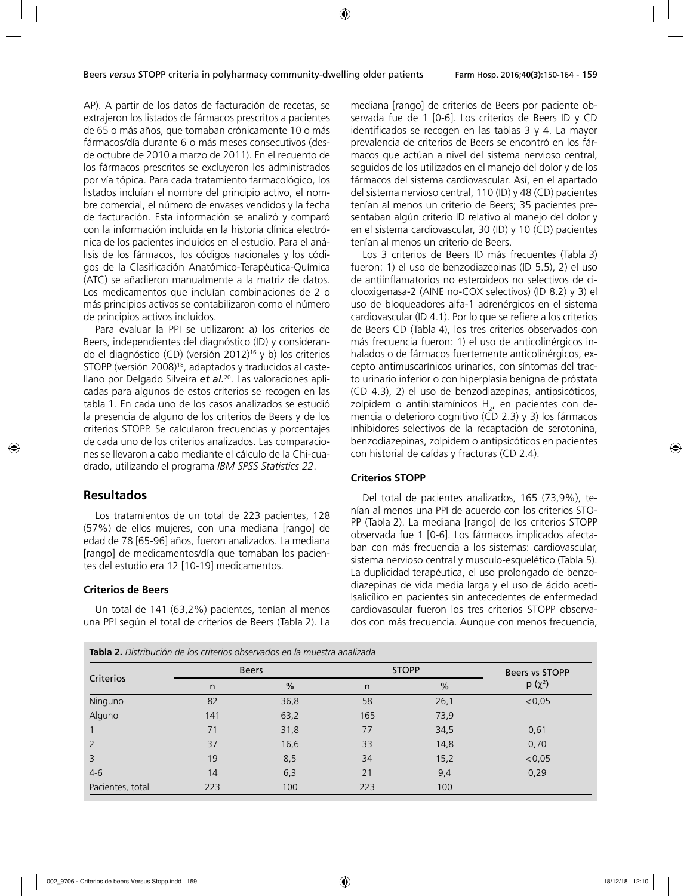AP). A partir de los datos de facturación de recetas, se extrajeron los listados de fármacos prescritos a pacientes de 65 o más años, que tomaban crónicamente 10 o más fármacos/día durante 6 o más meses consecutivos (desde octubre de 2010 a marzo de 2011). En el recuento de los fármacos prescritos se excluyeron los administrados por vía tópica. Para cada tratamiento farmacológico, los listados incluían el nombre del principio activo, el nombre comercial, el número de envases vendidos y la fecha de facturación. Esta información se analizó y comparó con la información incluida en la historia clínica electrónica de los pacientes incluidos en el estudio. Para el análisis de los fármacos, los códigos nacionales y los códigos de la Clasificación Anatómico-Terapéutica-Química (ATC) se añadieron manualmente a la matriz de datos. Los medicamentos que incluían combinaciones de 2 o más principios activos se contabilizaron como el número de principios activos incluidos.

Para evaluar la PPI se utilizaron: a) los criterios de Beers, independientes del diagnóstico (ID) y considerando el diagnóstico (CD) (versión 2012)[16] y b) los criterios STOPP (versión 2008)[18], adaptados y traducidos al castellano por Delgado Silveira ***et al.***[20]. Las valoraciones aplicadas para algunos de estos criterios se recogen en las tabla 1. En cada uno de los casos analizados se estudió la presencia de alguno de los criterios de Beers y de los criterios STOPP. Se calcularon frecuencias y porcentajes de cada uno de los criterios analizados. Las comparaciones se llevaron a cabo mediante el cálculo de la Chi-cuadrado, utilizando el programa *IBM SPSS Statistics 22*.

## Resultados

Los tratamientos de un total de 223 pacientes, 128 (57%) de ellos mujeres, con una mediana [rango] de edad de 78 [65-96] años, fueron analizados. La mediana [rango] de medicamentos/día que tomaban los pacientes del estudio era 12 [10-19] medicamentos.

### Criterios de Beers

Un total de 141 (63,2%) pacientes, tenían al menos una PPI según el total de criterios de Beers (Tabla 2). La mediana [rango] de criterios de Beers por paciente observada fue de 1 [0-6]. Los criterios de Beers ID y CD identificados se recogen en las tablas 3 y 4. La mayor prevalencia de criterios de Beers se encontró en los fármacos que actúan a nivel del sistema nervioso central, seguidos de los utilizados en el manejo del dolor y de los fármacos del sistema cardiovascular. Así, en el apartado del sistema nervioso central, 110 (ID) y 48 (CD) pacientes tenían al menos un criterio de Beers; 35 pacientes presentaban algún criterio ID relativo al manejo del dolor y en el sistema cardiovascular, 30 (ID) y 10 (CD) pacientes tenían al menos un criterio de Beers.

Los 3 criterios de Beers ID más frecuentes (Tabla 3) fueron: 1) el uso de benzodiazepinas (ID 5.5), 2) el uso de antiinflamatorios no esteroideos no selectivos de ciclooxigenasa-2 (AINE no-COX selectivos) (ID 8.2) y 3) el uso de bloqueadores alfa-1 adrenérgicos en el sistema cardiovascular (ID 4.1). Por lo que se refiere a los criterios de Beers CD (Tabla 4), los tres criterios observados con más frecuencia fueron: 1) el uso de anticolinérgicos inhalados o de fármacos fuertemente anticolinérgicos, excepto antimuscarínicos urinarios, con síntomas del tracto urinario inferior o con hiperplasia benigna de próstata (CD 4.3), 2) el uso de benzodiazepinas, antipsicóticos, zolpidem o antihistamínicos $H_2$, en pacientes con demencia o deterioro cognitivo (CD 2.3) y 3) los fármacos inhibidores selectivos de la recaptación de serotonina, benzodiazepinas, zolpidem o antipsicóticos en pacientes con historial de caídas y fracturas (CD 2.4).

### Criterios STOPP

Del total de pacientes analizados, 165 (73,9%), tenían al menos una PPI de acuerdo con los criterios STOPP (Tabla 2). La mediana [rango] de los criterios STOPP observada fue 1 [0-6]. Los fármacos implicados afectaban con más frecuencia a los sistemas: cardiovascular, sistema nervioso central y musculo-esquelético (Tabla 5). La duplicidad terapéutica, el uso prolongado de benzodiazepinas de vida media larga y el uso de ácido acetilsalicílico en pacientes sin antecedentes de enfermedad cardiovascular fueron los tres criterios STOPP observados con más frecuencia. Aunque con menos frecuencia,

**Tabla 2.** *Distribución de los criterios observados en la muestra analizada*

| Criterios | Beers | | STOPP | | Beers vs STOPP |
|---|---|---|---|---|---|
| | n | % | n | % | p ($\chi^2$) |
| Ninguno | 82 | 36,8 | 58 | 26,1 | <0,05 |
| Alguno | 141 | 63,2 | 165 | 73,9 | |
| 1 | 71 | 31,8 | 77 | 34,5 | 0,61 |
| 2 | 37 | 16,6 | 33 | 14,8 | 0,70 |
| 3 | 19 | 8,5 | 34 | 15,2 | <0,05 |
| 4-6 | 14 | 6,3 | 21 | 9,4 | 0,29 |
| Pacientes, total | 223 | 100 | 223 | 100 | |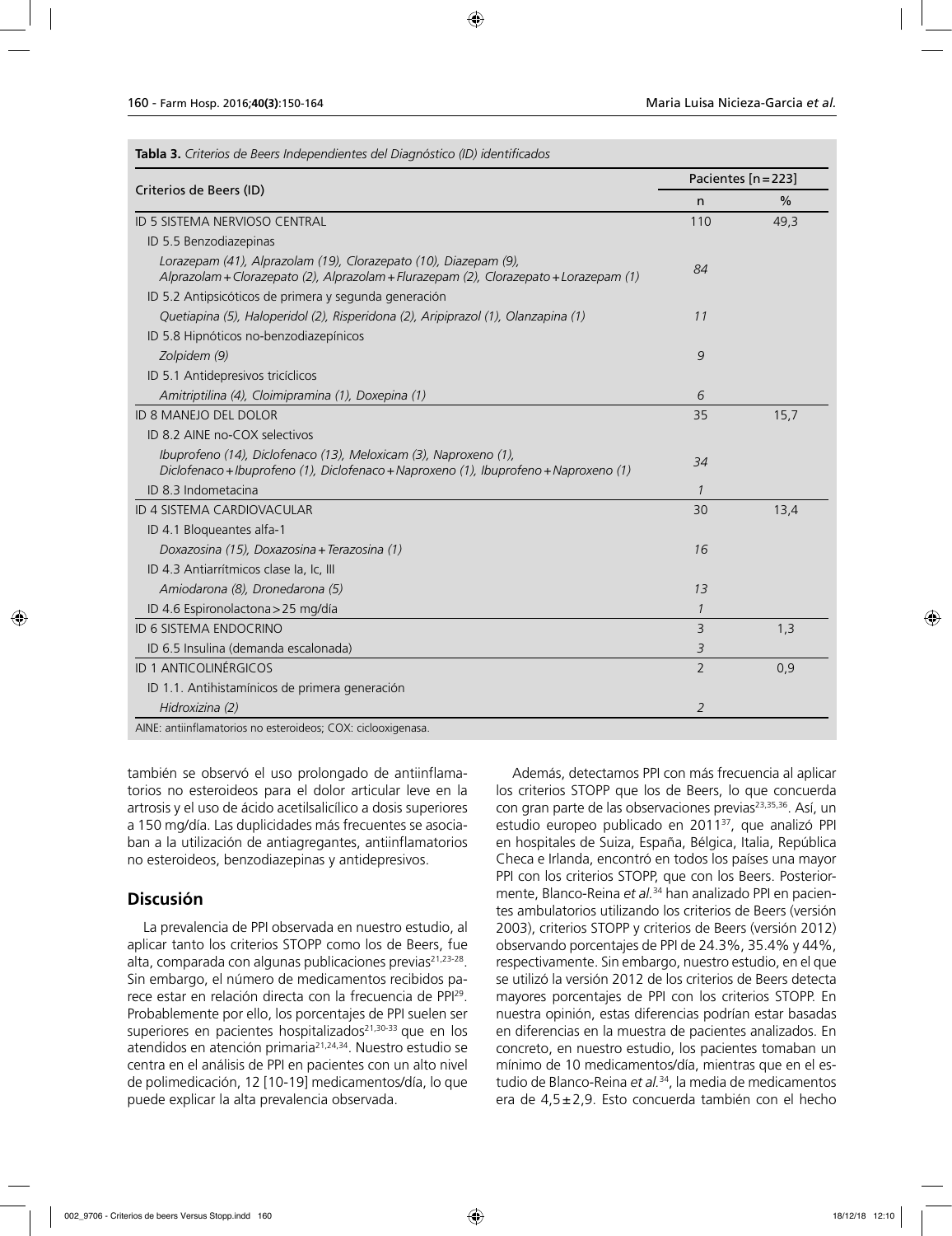**Tabla 3.** *Criterios de Beers Independientes del Diagnóstico (ID) identificados*

| Criterios de Beers (ID) | Pacientes [n=223] | |
|---|---|---|
| | n | % |
| ID 5 SISTEMA NERVIOSO CENTRAL | 110 | 49,3 |
| ID 5.5 Benzodiazepinas | | |
| *Lorazepam (41), Alprazolam (19), Clorazepato (10), Diazepam (9), Alprazolam+Clorazepato (2), Alprazolam+Flurazepam (2), Clorazepato+Lorazepam (1)* | *84* | |
| ID 5.2 Antipsicóticos de primera y segunda generación | | |
| *Quetiapina (5), Haloperidol (2), Risperidona (2), Aripiprazol (1), Olanzapina (1)* | *11* | |
| ID 5.8 Hipnóticos no-benzodiazepínicos | | |
| *Zolpidem (9)* | *9* | |
| ID 5.1 Antidepresivos tricíclicos | | |
| *Amitriptilina (4), Cloimipramina (1), Doxepina (1)* | *6* | |
| ID 8 MANEJO DEL DOLOR | 35 | 15,7 |
| ID 8.2 AINE no-COX selectivos | | |
| *Ibuprofeno (14), Diclofenaco (13), Meloxicam (3), Naproxeno (1), Diclofenaco+Ibuprofeno (1), Diclofenaco+Naproxeno (1), Ibuprofeno+Naproxeno (1)* | *34* | |
| ID 8.3 Indometacina | *1* | |
| ID 4 SISTEMA CARDIOVACULAR | 30 | 13,4 |
| ID 4.1 Bloqueantes alfa-1 | | |
| *Doxazosina (15), Doxazosina+Terazosina (1)* | *16* | |
| ID 4.3 Antiarrítmicos clase Ia, Ic, III | | |
| *Amiodarona (8), Dronedarona (5)* | *13* | |
| ID 4.6 Espironolactona>25 mg/día | *1* | |
| ID 6 SISTEMA ENDOCRINO | 3 | 1,3 |
| ID 6.5 Insulina (demanda escalonada) | *3* | |
| ID 1 ANTICOLINÉRGICOS | 2 | 0,9 |
| ID 1.1. Antihistamínicos de primera generación | | |
| *Hidroxizina (2)* | *2* | |

AINE: antiinflamatorios no esteroideos; COX: ciclooxigenasa.

también se observó el uso prolongado de antiinflamatorios no esteroideos para el dolor articular leve en la artrosis y el uso de ácido acetilsalicílico a dosis superiores a 150 mg/día. Las duplicidades más frecuentes se asociaban a la utilización de antiagregantes, antiinflamatorios no esteroideos, benzodiazepinas y antidepresivos.

## Discusión

La prevalencia de PPI observada en nuestro estudio, al aplicar tanto los criterios STOPP como los de Beers, fue alta, comparada con algunas publicaciones previas[21,23-28]. Sin embargo, el número de medicamentos recibidos parece estar en relación directa con la frecuencia de PPI[29]. Probablemente por ello, los porcentajes de PPI suelen ser superiores en pacientes hospitalizados[21,30-33] que en los atendidos en atención primaria[21,24,34]. Nuestro estudio se centra en el análisis de PPI en pacientes con un alto nivel de polimedicación, 12 [10-19] medicamentos/día, lo que puede explicar la alta prevalencia observada.

Además, detectamos PPI con más frecuencia al aplicar los criterios STOPP que los de Beers, lo que concuerda con gran parte de las observaciones previas[23,35,36]. Así, un estudio europeo publicado en 2011[37], que analizó PPI en hospitales de Suiza, España, Bélgica, Italia, República Checa e Irlanda, encontró en todos los países una mayor PPI con los criterios STOPP, que con los Beers. Posteriormente, Blanco-Reina *et al.*[34] han analizado PPI en pacientes ambulatorios utilizando los criterios de Beers (versión 2003), criterios STOPP y criterios de Beers (versión 2012) observando porcentajes de PPI de 24.3%, 35.4% y 44%, respectivamente. Sin embargo, nuestro estudio, en el que se utilizó la versión 2012 de los criterios de Beers detecta mayores porcentajes de PPI con los criterios STOPP. En nuestra opinión, estas diferencias podrían estar basadas en diferencias en la muestra de pacientes analizados. En concreto, en nuestro estudio, los pacientes tomaban un mínimo de 10 medicamentos/día, mientras que en el estudio de Blanco-Reina *et al.*[34], la media de medicamentos era de 4,5±2,9. Esto concuerda también con el hecho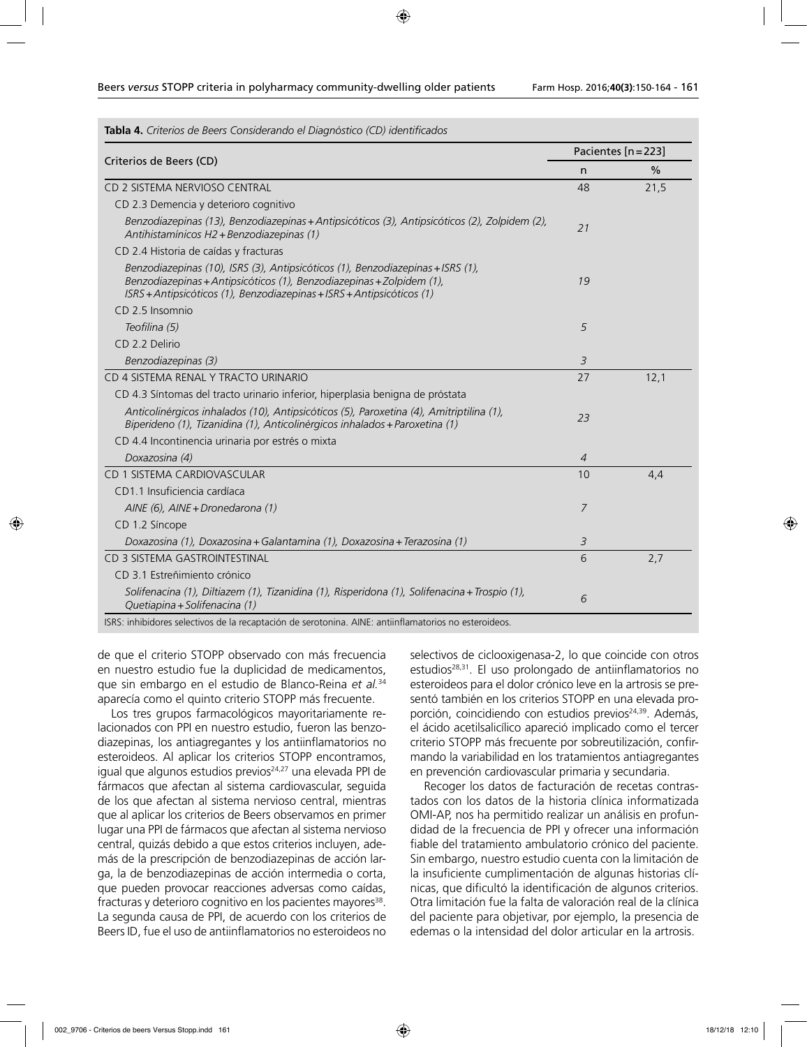**Tabla 4.** *Criterios de Beers Considerando el Diagnóstico (CD) identificados*

| Criterios de Beers (CD) | Pacientes [n=223] | |
|---|---|---|
| | n | % |
| CD 2 SISTEMA NERVIOSO CENTRAL | 48 | 21,5 |
| CD 2.3 Demencia y deterioro cognitivo | | |
| *Benzodiazepinas (13), Benzodiazepinas+Antipsicóticos (3), Antipsicóticos (2), Zolpidem (2), Antihistamínicos H2+Benzodiazepinas (1)* | *21* | |
| CD 2.4 Historia de caídas y fracturas | | |
| *Benzodiazepinas (10), ISRS (3), Antipsicóticos (1), Benzodiazepinas+ISRS (1), Benzodiazepinas+Antipsicóticos (1), Benzodiazepinas+Zolpidem (1), ISRS+Antipsicóticos (1), Benzodiazepinas+ISRS+Antipsicóticos (1)* | *19* | |
| CD 2.5 Insomnio | | |
| *Teofilina (5)* | *5* | |
| CD 2.2 Delirio | | |
| *Benzodiazepinas (3)* | *3* | |
| CD 4 SISTEMA RENAL Y TRACTO URINARIO | 27 | 12,1 |
| CD 4.3 Síntomas del tracto urinario inferior, hiperplasia benigna de próstata | | |
| *Anticolinérgicos inhalados (10), Antipsicóticos (5), Paroxetina (4), Amitriptilina (1), Biperideno (1), Tizanidina (1), Anticolinérgicos inhalados+Paroxetina (1)* | *23* | |
| CD 4.4 Incontinencia urinaria por estrés o mixta | | |
| *Doxazosina (4)* | *4* | |
| CD 1 SISTEMA CARDIOVASCULAR | 10 | 4,4 |
| CD1.1 Insuficiencia cardíaca | | |
| *AINE (6), AINE+Dronedarona (1)* | *7* | |
| CD 1.2 Síncope | | |
| *Doxazosina (1), Doxazosina+Galantamina (1), Doxazosina+Terazosina (1)* | *3* | |
| CD 3 SISTEMA GASTROINTESTINAL | 6 | 2,7 |
| CD 3.1 Estreñimiento crónico | | |
| *Solifenacina (1), Diltiazem (1), Tizanidina (1), Risperidona (1), Solifenacina+Trospio (1), Quetiapina+Solifenacina (1)* | *6* | |

ISRS: inhibidores selectivos de la recaptación de serotonina. AINE: antiinflamatorios no esteroideos.

de que el criterio STOPP observado con más frecuencia en nuestro estudio fue la duplicidad de medicamentos, que sin embargo en el estudio de Blanco-Reina *et al.*[34] aparecía como el quinto criterio STOPP más frecuente.

Los tres grupos farmacológicos mayoritariamente relacionados con PPI en nuestro estudio, fueron las benzodiazepinas, los antiagregantes y los antiinflamatorios no esteroideos. Al aplicar los criterios STOPP encontramos, igual que algunos estudios previos[24,27] una elevada PPI de fármacos que afectan al sistema cardiovascular, seguida de los que afectan al sistema nervioso central, mientras que al aplicar los criterios de Beers observamos en primer lugar una PPI de fármacos que afectan al sistema nervioso central, quizás debido a que estos criterios incluyen, además de la prescripción de benzodiazepinas de acción larga, la de benzodiazepinas de acción intermedia o corta, que pueden provocar reacciones adversas como caídas, fracturas y deterioro cognitivo en los pacientes mayores[38]. La segunda causa de PPI, de acuerdo con los criterios de Beers ID, fue el uso de antiinflamatorios no esteroideos no selectivos de ciclooxigenasa-2, lo que coincide con otros estudios[28,31]. El uso prolongado de antiinflamatorios no esteroideos para el dolor crónico leve en la artrosis se presentó también en los criterios STOPP en una elevada proporción, coincidiendo con estudios previos[24,39]. Además, el ácido acetilsalicílico apareció implicado como el tercer criterio STOPP más frecuente por sobreutilización, confirmando la variabilidad en los tratamientos antiagregantes en prevención cardiovascular primaria y secundaria.

Recoger los datos de facturación de recetas contrastados con los datos de la historia clínica informatizada OMI-AP, nos ha permitido realizar un análisis en profundidad de la frecuencia de PPI y ofrecer una información fiable del tratamiento ambulatorio crónico del paciente. Sin embargo, nuestro estudio cuenta con la limitación de la insuficiente cumplimentación de algunas historias clínicas, que dificultó la identificación de algunos criterios. Otra limitación fue la falta de valoración real de la clínica del paciente para objetivar, por ejemplo, la presencia de edemas o la intensidad del dolor articular en la artrosis.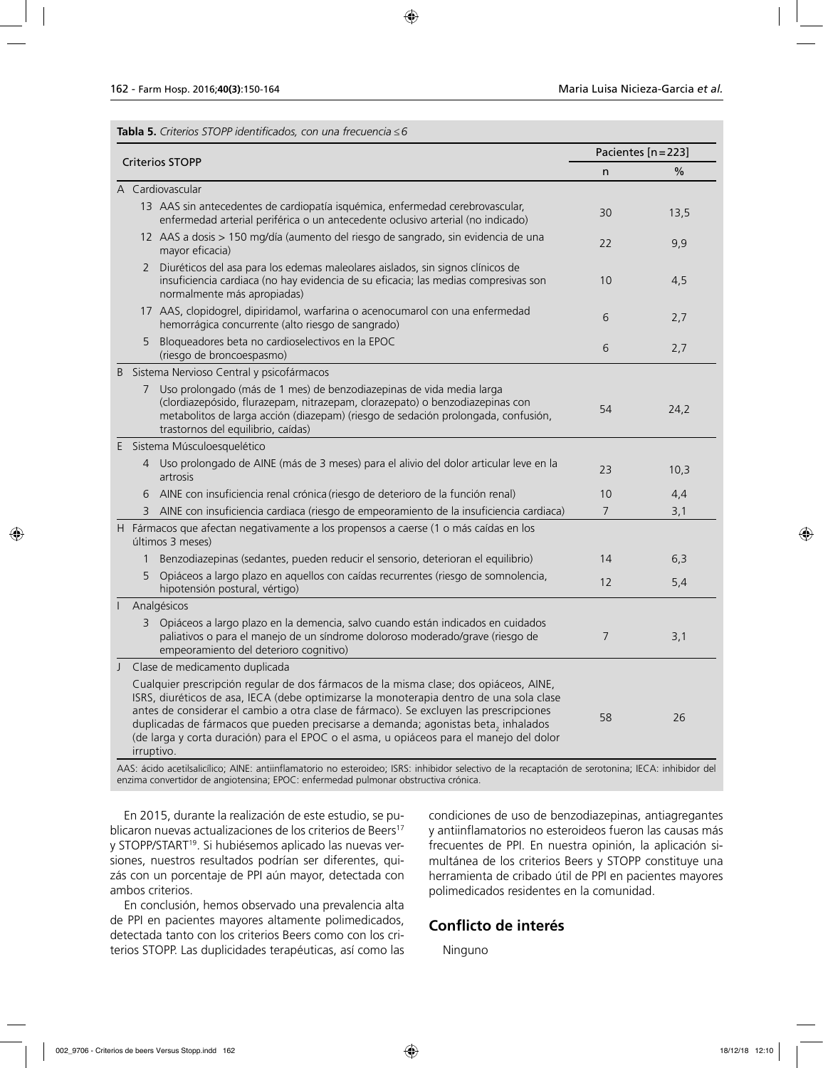**Tabla 5.** *Criterios STOPP identificados, con una frecuencia ≤6*

| Criterios STOPP | Pacientes [n=223] | |
|---|---|---|
| | n | % |
| **A Cardiovascular** | | |
| 13 AAS sin antecedentes de cardiopatía isquémica, enfermedad cerebrovascular, enfermedad arterial periférica o un antecedente oclusivo arterial (no indicado) | 30 | 13,5 |
| 12 AAS a dosis > 150 mg/día (aumento del riesgo de sangrado, sin evidencia de una mayor eficacia) | 22 | 9,9 |
| 2 Diuréticos del asa para los edemas maleolares aislados, sin signos clínicos de insuficiencia cardiaca (no hay evidencia de su eficacia; las medias compresivas son normalmente más apropiadas) | 10 | 4,5 |
| 17 AAS, clopidogrel, dipiridamol, warfarina o acenocumarol con una enfermedad hemorrágica concurrente (alto riesgo de sangrado) | 6 | 2,7 |
| 5 Bloqueadores beta no cardioselectivos en la EPOC (riesgo de broncoespasmo) | 6 | 2,7 |
| **B Sistema Nervioso Central y psicofármacos** | | |
| 7 Uso prolongado (más de 1 mes) de benzodiazepinas de vida media larga (clordiazepósido, flurazepam, nitrazepam, clorazepato) o benzodiazepinas con metabolitos de larga acción (diazepam) (riesgo de sedación prolongada, confusión, trastornos del equilibrio, caídas) | 54 | 24,2 |
| **E Sistema Músculoesquelético** | | |
| 4 Uso prolongado de AINE (más de 3 meses) para el alivio del dolor articular leve en la artrosis | 23 | 10,3 |
| 6 AINE con insuficiencia renal crónica (riesgo de deterioro de la función renal) | 10 | 4,4 |
| 3 AINE con insuficiencia cardiaca (riesgo de empeoramiento de la insuficiencia cardiaca) | 7 | 3,1 |
| **H Fármacos que afectan negativamente a los propensos a caerse (1 o más caídas en los últimos 3 meses)** | | |
| 1 Benzodiazepinas (sedantes, pueden reducir el sensorio, deterioran el equilibrio) | 14 | 6,3 |
| 5 Opiáceos a largo plazo en aquellos con caídas recurrentes (riesgo de somnolencia, hipotensión postural, vértigo) | 12 | 5,4 |
| **I Analgésicos** | | |
| 3 Opiáceos a largo plazo en la demencia, salvo cuando están indicados en cuidados paliativos o para el manejo de un síndrome doloroso moderado/grave (riesgo de empeoramiento del deterioro cognitivo) | 7 | 3,1 |
| **J Clase de medicamento duplicada** | | |
| Cualquier prescripción regular de dos fármacos de la misma clase; dos opiáceos, AINE, ISRS, diuréticos de asa, IECA (debe optimizarse la monoterapia dentro de una sola clase antes de considerar el cambio a otra clase de fármaco). Se excluyen las prescripciones duplicadas de fármacos que pueden precisarse a demanda; agonistas beta$_2$ inhalados (de larga y corta duración) para el EPOC o el asma, u opiáceos para el manejo del dolor irruptivo. | 58 | 26 |

AAS: ácido acetilsalicílico; AINE: antiinflamatorio no esteroideo; ISRS: inhibidor selectivo de la recaptación de serotonina; IECA: inhibidor del enzima convertidor de angiotensina; EPOC: enfermedad pulmonar obstructiva crónica.

En 2015, durante la realización de este estudio, se publicaron nuevas actualizaciones de los criterios de Beers[17] y STOPP/START[19]. Si hubiésemos aplicado las nuevas versiones, nuestros resultados podrían ser diferentes, quizás con un porcentaje de PPI aún mayor, detectada con ambos criterios.

En conclusión, hemos observado una prevalencia alta de PPI en pacientes mayores altamente polimedicados, detectada tanto con los criterios Beers como con los criterios STOPP. Las duplicidades terapéuticas, así como las condiciones de uso de benzodiazepinas, antiagregantes y antiinflamatorios no esteroideos fueron las causas más frecuentes de PPI. En nuestra opinión, la aplicación simultánea de los criterios Beers y STOPP constituye una herramienta de cribado útil de PPI en pacientes mayores polimedicados residentes en la comunidad.

## Conflicto de interés

Ninguno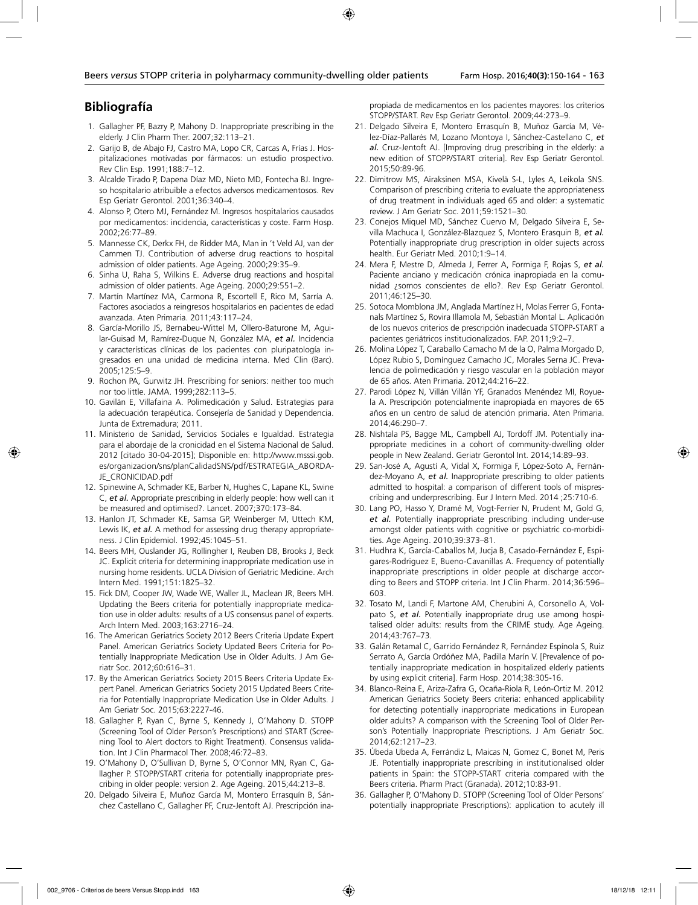## Bibliografía

1. Gallagher PF, Bazry P, Mahony D. Inappropriate prescribing in the elderly. J Clin Pharm Ther. 2007;32:113–21.
2. Garijo B, de Abajo FJ, Castro MA, Lopo CR, Carcas A, Frías J. Hospitalizaciones motivadas por fármacos: un estudio prospectivo. Rev Clin Esp. 1991;188:7–12.
3. Alcalde Tirado P, Dapena Díaz MD, Nieto MD, Fontecha BJ. Ingreso hospitalario atribuible a efectos adversos medicamentosos. Rev Esp Geriatr Gerontol. 2001;36:340–4.
4. Alonso P, Otero MJ, Fernández M. Ingresos hospitalarios causados por medicamentos: incidencia, características y coste. Farm Hosp. 2002;26:77–89.
5. Mannesse CK, Derkx FH, de Ridder MA, Man in 't Veld AJ, van der Cammen TJ. Contribution of adverse drug reactions to hospital admission of older patients. Age Ageing. 2000;29:35–9.
6. Sinha U, Raha S, Wilkins E. Adverse drug reactions and hospital admission of older patients. Age Ageing. 2000;29:551–2.
7. Martín Martínez MA, Carmona R, Escortell E, Rico M, Sarría A. Factores asociados a reingresos hospitalarios en pacientes de edad avanzada. Aten Primaria. 2011;43:117–24.
8. García-Morillo JS, Bernabeu-Wittel M, Ollero-Baturone M, Aguilar-Guisad M, Ramírez-Duque N, González MA, *et al.* Incidencia y características clínicas de los pacientes con pluripatología ingresados en una unidad de medicina interna. Med Clin (Barc). 2005;125:5–9.
9. Rochon PA, Gurwitz JH. Prescribing for seniors: neither too much nor too little. JAMA. 1999;282:113–5.
10. Gavilán E, Villafaina A. Polimedicación y Salud. Estrategias para la adecuación terapéutica. Consejería de Sanidad y Dependencia. Junta de Extremadura; 2011.
11. Ministerio de Sanidad, Servicios Sociales e Igualdad. Estrategia para el abordaje de la cronicidad en el Sistema Nacional de Salud. 2012 [citado 30-04-2015]; Disponible en: http://www.msssi.gob.es/organizacion/sns/planCalidadSNS/pdf/ESTRATEGIA_ABORDAJE_CRONICIDAD.pdf
12. Spinewine A, Schmader KE, Barber N, Hughes C, Lapane KL, Swine C, *et al.* Appropriate prescribing in elderly people: how well can it be measured and optimised?. Lancet. 2007;370:173–84.
13. Hanlon JT, Schmader KE, Samsa GP, Weinberger M, Uttech KM, Lewis IK, *et al.* A method for assessing drug therapy appropriateness. J Clin Epidemiol. 1992;45:1045–51.
14. Beers MH, Ouslander JG, Rollingher I, Reuben DB, Brooks J, Beck JC. Explicit criteria for determining inappropriate medication use in nursing home residents. UCLA Division of Geriatric Medicine. Arch Intern Med. 1991;151:1825–32.
15. Fick DM, Cooper JW, Wade WE, Waller JL, Maclean JR, Beers MH. Updating the Beers criteria for potentially inappropriate medication use in older adults: results of a US consensus panel of experts. Arch Intern Med. 2003;163:2716–24.
16. The American Geriatrics Society 2012 Beers Criteria Update Expert Panel. American Geriatrics Society Updated Beers Criteria for Potentially Inappropriate Medication Use in Older Adults. J Am Geriatr Soc. 2012;60:616–31.
17. By the American Geriatrics Society 2015 Beers Criteria Update Expert Panel. American Geriatrics Society 2015 Updated Beers Criteria for Potentially Inappropriate Medication Use in Older Adults. J Am Geriatr Soc. 2015;63:2227-46.
18. Gallagher P, Ryan C, Byrne S, Kennedy J, O'Mahony D. STOPP (Screening Tool of Older Person's Prescriptions) and START (Screening Tool to Alert doctors to Right Treatment). Consensus validation. Int J Clin Pharmacol Ther. 2008;46:72–83.
19. O'Mahony D, O'Sullivan D, Byrne S, O'Connor MN, Ryan C, Gallagher P. STOPP/START criteria for potentially inappropriate prescribing in older people: version 2. Age Ageing. 2015;44:213–8.
20. Delgado Silveira E, Muñoz García M, Montero Errasquín B, Sánchez Castellano C, Gallagher PF, Cruz-Jentoft AJ. Prescripción inapropiada de medicamentos en los pacientes mayores: los criterios STOPP/START. Rev Esp Geriatr Gerontol. 2009;44:273–9.
21. Delgado Silveira E, Montero Errasquín B, Muñoz García M, Vélez-Díaz-Pallarés M, Lozano Montoya I, Sánchez-Castellano C, *et al.* Cruz-Jentoft AJ. [Improving drug prescribing in the elderly: a new edition of STOPP/START criteria]. Rev Esp Geriatr Gerontol. 2015;50:89-96.
22. Dimitrow MS, Airaksinen MSA, Kivelä S-L, Lyles A, Leikola SNS. Comparison of prescribing criteria to evaluate the appropriateness of drug treatment in individuals aged 65 and older: a systematic review. J Am Geriatr Soc. 2011;59:1521–30.
23. Conejos Miquel MD, Sánchez Cuervo M, Delgado Silveira E, Sevilla Machuca I, González-Blazquez S, Montero Erasquin B, *et al.* Potentially inappropriate drug prescription in older sujects across health. Eur Geriatr Med. 2010;1:9–14.
24. Mera F, Mestre D, Almeda J, Ferrer A, Formiga F, Rojas S, *et al.* Paciente anciano y medicación crónica inapropiada en la comunidad ¿somos conscientes de ello?. Rev Esp Geriatr Gerontol. 2011;46:125–30.
25. Sotoca Momblona JM, Anglada Martínez H, Molas Ferrer G, Fontanals Martínez S, Rovira Illamola M, Sebastián Montal L. Aplicación de los nuevos criterios de prescripción inadecuada STOPP-START a pacientes geriátricos institucionalizados. FAP. 2011;9:2–7.
26. Molina López T, Caraballo Camacho M de la O, Palma Morgado D, López Rubio S, Domínguez Camacho JC, Morales Serna JC. Prevalencia de polimedicación y riesgo vascular en la población mayor de 65 años. Aten Primaria. 2012;44:216–22.
27. Parodi López N, Villán Villán YF, Granados Menéndez MI, Royuela A. Prescripción potencialmente inapropiada en mayores de 65 años en un centro de salud de atención primaria. Aten Primaria. 2014;46:290–7.
28. Nishtala PS, Bagge ML, Campbell AJ, Tordoff JM. Potentially inappropriate medicines in a cohort of community-dwelling older people in New Zealand. Geriatr Gerontol Int. 2014;14:89–93.
29. San-José A, Agustí A, Vidal X, Formiga F, López-Soto A, Fernández-Moyano A, *et al.* Inappropriate prescribing to older patients admitted to hospital: a comparison of different tools of misprescribing and underprescribing. Eur J Intern Med. 2014 ;25:710-6.
30. Lang PO, Hasso Y, Dramé M, Vogt-Ferrier N, Prudent M, Gold G, *et al.* Potentially inappropriate prescribing including under-use amongst older patients with cognitive or psychiatric co-morbidities. Age Ageing. 2010;39:373–81.
31. Hudhra K, García-Caballos M, Jucja B, Casado-Fernández E, Espigares-Rodriguez E, Bueno-Cavanillas A. Frequency of potentially inappropriate prescriptions in older people at discharge according to Beers and STOPP criteria. Int J Clin Pharm. 2014;36:596–603.
32. Tosato M, Landi F, Martone AM, Cherubini A, Corsonello A, Volpato S, *et al.* Potentially inappropriate drug use among hospitalised older adults: results from the CRIME study. Age Ageing. 2014;43:767–73.
33. Galán Retamal C, Garrido Fernández R, Fernández Espínola S, Ruiz Serrato A, García Ordóñez MA, Padilla Marín V. [Prevalence of potentially inappropriate medication in hospitalized elderly patients by using explicit criteria]. Farm Hosp. 2014;38:305-16.
34. Blanco-Reina E, Ariza-Zafra G, Ocaña-Riola R, León-Ortiz M. 2012 American Geriatrics Society Beers criteria: enhanced applicability for detecting potentially inappropriate medications in European older adults? A comparison with the Screening Tool of Older Person's Potentially Inappropriate Prescriptions. J Am Geriatr Soc. 2014;62:1217–23.
35. Úbeda Ubeda A, Ferrándiz L, Maicas N, Gomez C, Bonet M, Peris JE. Potentially inappropriate prescribing in institutionalised older patients in Spain: the STOPP-START criteria compared with the Beers criteria. Pharm Pract (Granada). 2012;10:83-91.
36. Gallagher P, O'Mahony D. STOPP (Screening Tool of Older Persons' potentially inappropriate Prescriptions): application to acutely ill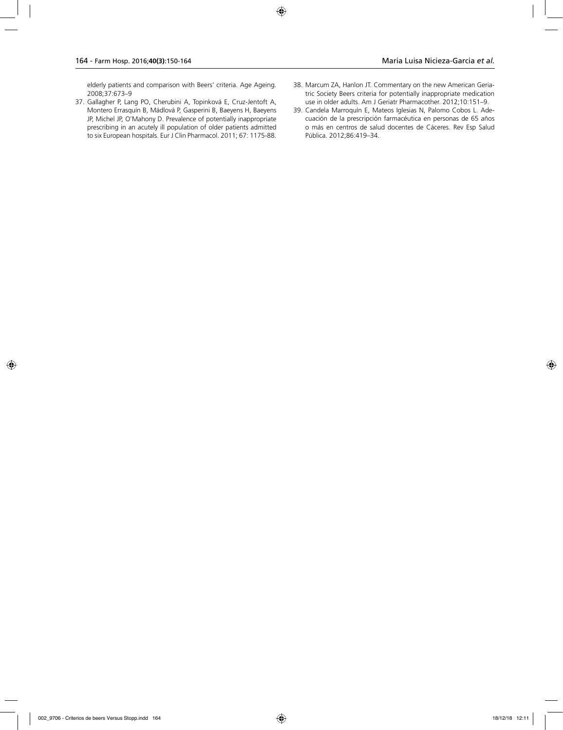elderly patients and comparison with Beers' criteria. Age Ageing. 2008;37:673–9

37. Gallagher P, Lang PO, Cherubini A, Topinková E, Cruz-Jentoft A, Montero Errasquín B, Mádlová P, Gasperini B, Baeyens H, Baeyens JP, Michel JP, O'Mahony D. Prevalence of potentially inappropriate prescribing in an acutely ill population of older patients admitted to six European hospitals. Eur J Clin Pharmacol. 2011; 67: 1175-88.
38. Marcum ZA, Hanlon JT. Commentary on the new American Geriatric Society Beers criteria for potentially inappropriate medication use in older adults. Am J Geriatr Pharmacother. 2012;10:151–9.
39. Candela Marroquín E, Mateos Iglesias N, Palomo Cobos L. Adecuación de la prescripción farmacéutica en personas de 65 años o más en centros de salud docentes de Cáceres. Rev Esp Salud Pública. 2012;86:419–34.